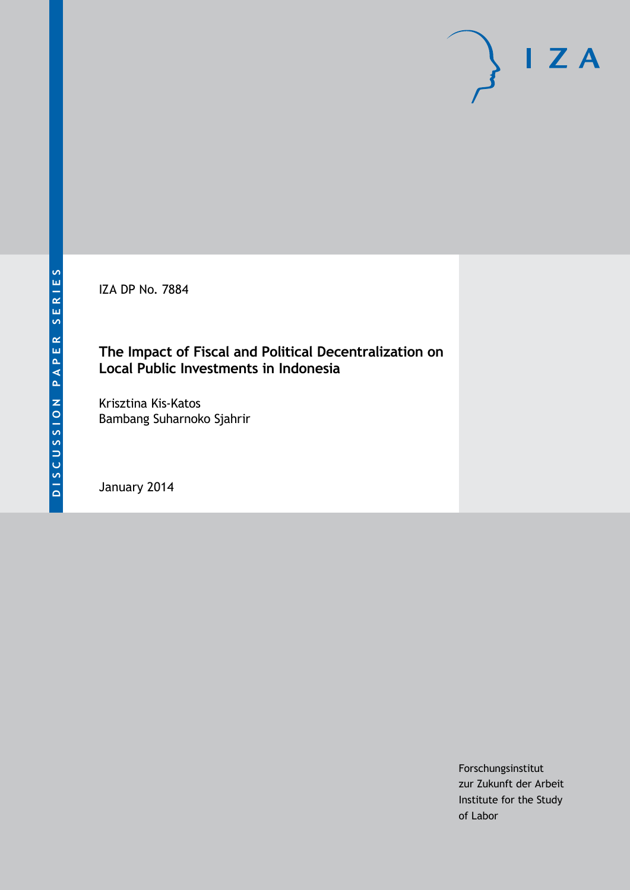DISCUSSION PAPER SERIES

IZA DP No. 7884

# The Impact of Fiscal and Political Decentralization on Local Public Investments in Indonesia

Krisztina Kis-Katos
Bambang Suharnoko Sjahrir

January 2014

Forschungsinstitut
zur Zukunft der Arbeit
Institute for the Study
of Labor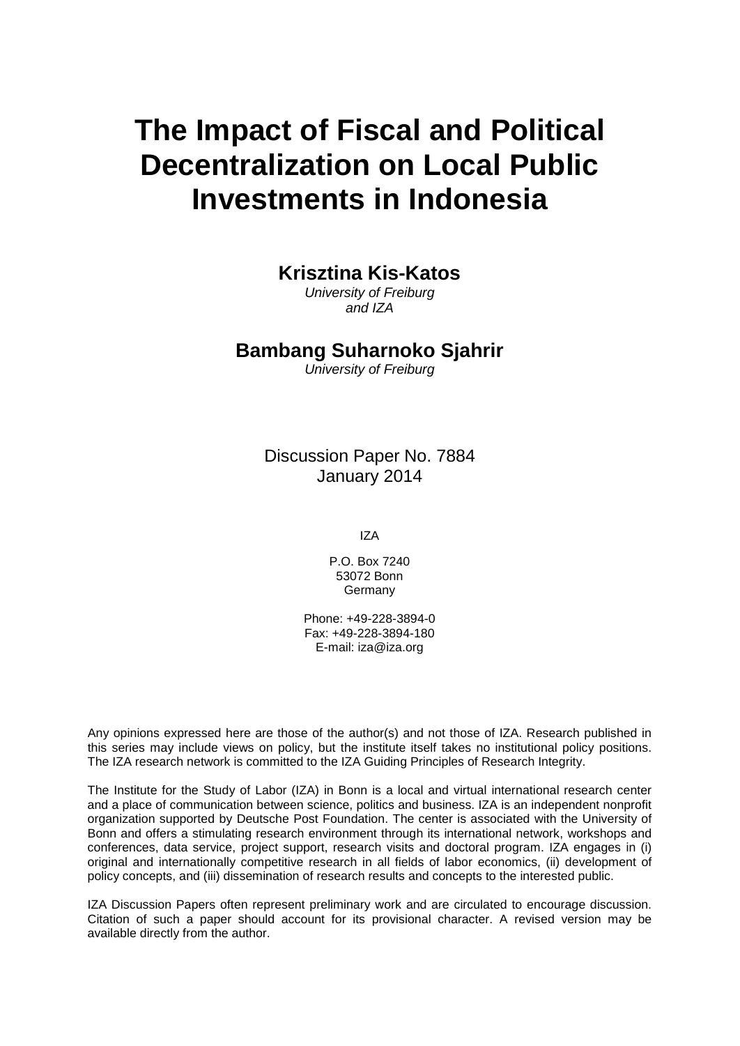# The Impact of Fiscal and Political Decentralization on Local Public Investments in Indonesia

**Krisztina Kis-Katos**

*University of Freiburg and IZA*

**Bambang Suharnoko Sjahrir**

*University of Freiburg*

Discussion Paper No. 7884
January 2014

IZA

P.O. Box 7240
53072 Bonn
Germany

Phone: +49-228-3894-0
Fax: +49-228-3894-180
E-mail: iza@iza.org

Any opinions expressed here are those of the author(s) and not those of IZA. Research published in this series may include views on policy, but the institute itself takes no institutional policy positions. The IZA research network is committed to the IZA Guiding Principles of Research Integrity.

The Institute for the Study of Labor (IZA) in Bonn is a local and virtual international research center and a place of communication between science, politics and business. IZA is an independent nonprofit organization supported by Deutsche Post Foundation. The center is associated with the University of Bonn and offers a stimulating research environment through its international network, workshops and conferences, data service, project support, research visits and doctoral program. IZA engages in (i) original and internationally competitive research in all fields of labor economics, (ii) development of policy concepts, and (iii) dissemination of research results and concepts to the interested public.

IZA Discussion Papers often represent preliminary work and are circulated to encourage discussion. Citation of such a paper should account for its provisional character. A revised version may be available directly from the author.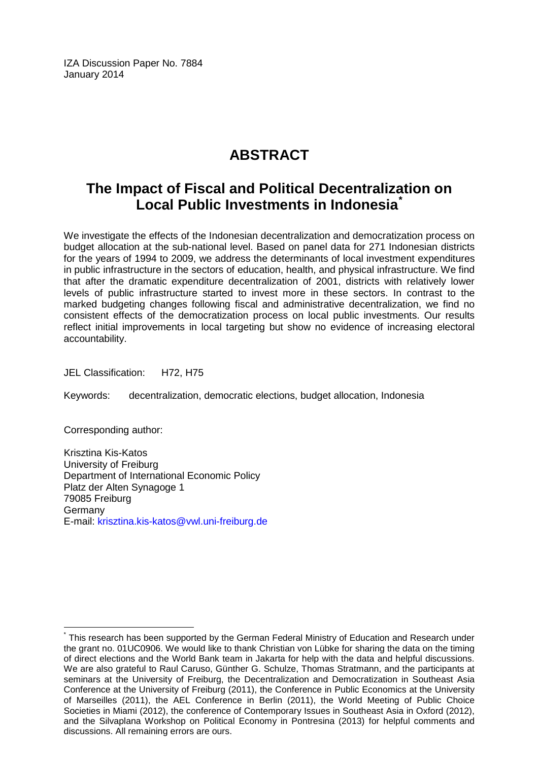IZA Discussion Paper No. 7884
January 2014

# ABSTRACT

## The Impact of Fiscal and Political Decentralization on Local Public Investments in Indonesia*

We investigate the effects of the Indonesian decentralization and democratization process on budget allocation at the sub-national level. Based on panel data for 271 Indonesian districts for the years of 1994 to 2009, we address the determinants of local investment expenditures in public infrastructure in the sectors of education, health, and physical infrastructure. We find that after the dramatic expenditure decentralization of 2001, districts with relatively lower levels of public infrastructure started to invest more in these sectors. In contrast to the marked budgeting changes following fiscal and administrative decentralization, we find no consistent effects of the democratization process on local public investments. Our results reflect initial improvements in local targeting but show no evidence of increasing electoral accountability.

JEL Classification: H72, H75

Keywords: decentralization, democratic elections, budget allocation, Indonesia

Corresponding author:

Krisztina Kis-Katos
University of Freiburg
Department of International Economic Policy
Platz der Alten Synagoge 1
79085 Freiburg
Germany
E-mail: krisztina.kis-katos@vwl.uni-freiburg.de

* This research has been supported by the German Federal Ministry of Education and Research under the grant no. 01UC0906. We would like to thank Christian von Lübke for sharing the data on the timing of direct elections and the World Bank team in Jakarta for help with the data and helpful discussions. We are also grateful to Raul Caruso, Günther G. Schulze, Thomas Stratmann, and the participants at seminars at the University of Freiburg, the Decentralization and Democratization in Southeast Asia Conference at the University of Freiburg (2011), the Conference in Public Economics at the University of Marseilles (2011), the AEL Conference in Berlin (2011), the World Meeting of Public Choice Societies in Miami (2012), the conference of Contemporary Issues in Southeast Asia in Oxford (2012), and the Silvaplana Workshop on Political Economy in Pontresina (2013) for helpful comments and discussions. All remaining errors are ours.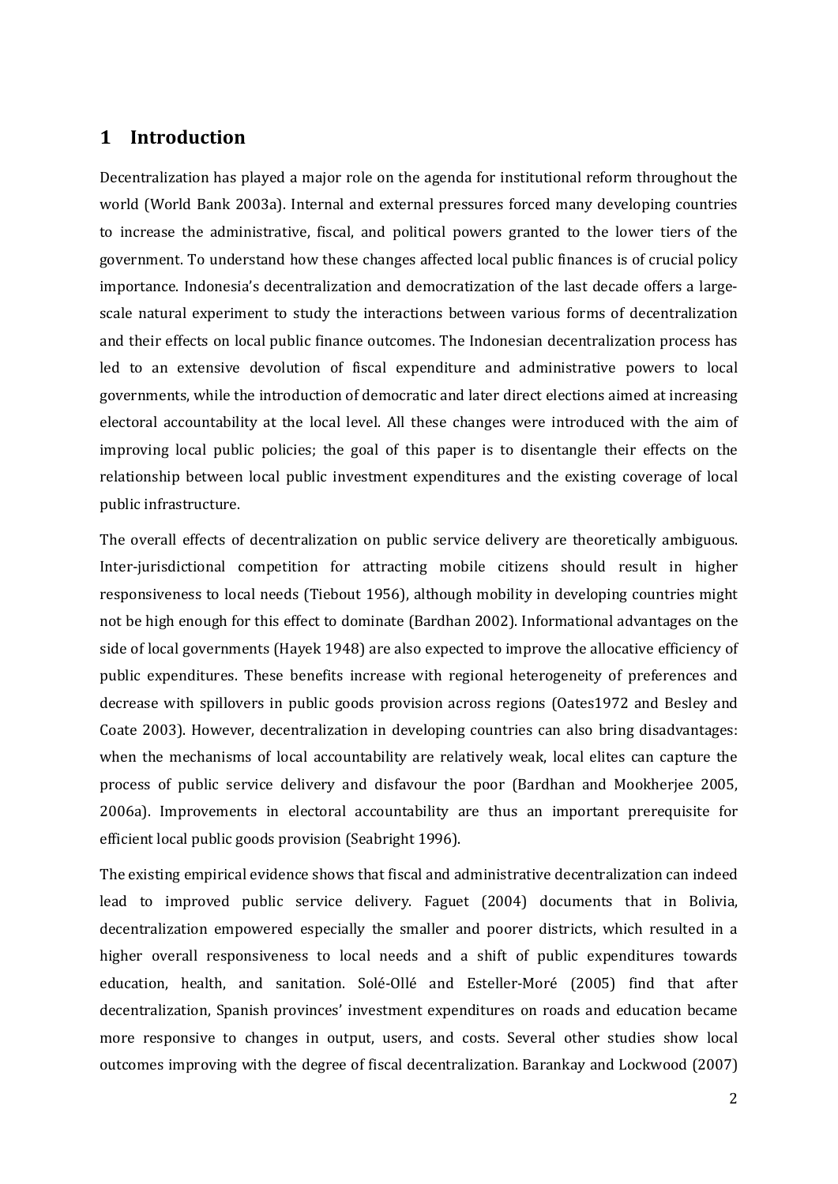## 1 Introduction

Decentralization has played a major role on the agenda for institutional reform throughout the world (World Bank 2003a). Internal and external pressures forced many developing countries to increase the administrative, fiscal, and political powers granted to the lower tiers of the government. To understand how these changes affected local public finances is of crucial policy importance. Indonesia's decentralization and democratization of the last decade offers a large-scale natural experiment to study the interactions between various forms of decentralization and their effects on local public finance outcomes. The Indonesian decentralization process has led to an extensive devolution of fiscal expenditure and administrative powers to local governments, while the introduction of democratic and later direct elections aimed at increasing electoral accountability at the local level. All these changes were introduced with the aim of improving local public policies; the goal of this paper is to disentangle their effects on the relationship between local public investment expenditures and the existing coverage of local public infrastructure.

The overall effects of decentralization on public service delivery are theoretically ambiguous. Inter-jurisdictional competition for attracting mobile citizens should result in higher responsiveness to local needs (Tiebout 1956), although mobility in developing countries might not be high enough for this effect to dominate (Bardhan 2002). Informational advantages on the side of local governments (Hayek 1948) are also expected to improve the allocative efficiency of public expenditures. These benefits increase with regional heterogeneity of preferences and decrease with spillovers in public goods provision across regions (Oates1972 and Besley and Coate 2003). However, decentralization in developing countries can also bring disadvantages: when the mechanisms of local accountability are relatively weak, local elites can capture the process of public service delivery and disfavour the poor (Bardhan and Mookherjee 2005, 2006a). Improvements in electoral accountability are thus an important prerequisite for efficient local public goods provision (Seabright 1996).

The existing empirical evidence shows that fiscal and administrative decentralization can indeed lead to improved public service delivery. Faguet (2004) documents that in Bolivia, decentralization empowered especially the smaller and poorer districts, which resulted in a higher overall responsiveness to local needs and a shift of public expenditures towards education, health, and sanitation. Solé-Ollé and Esteller-Moré (2005) find that after decentralization, Spanish provinces' investment expenditures on roads and education became more responsive to changes in output, users, and costs. Several other studies show local outcomes improving with the degree of fiscal decentralization. Barankay and Lockwood (2007)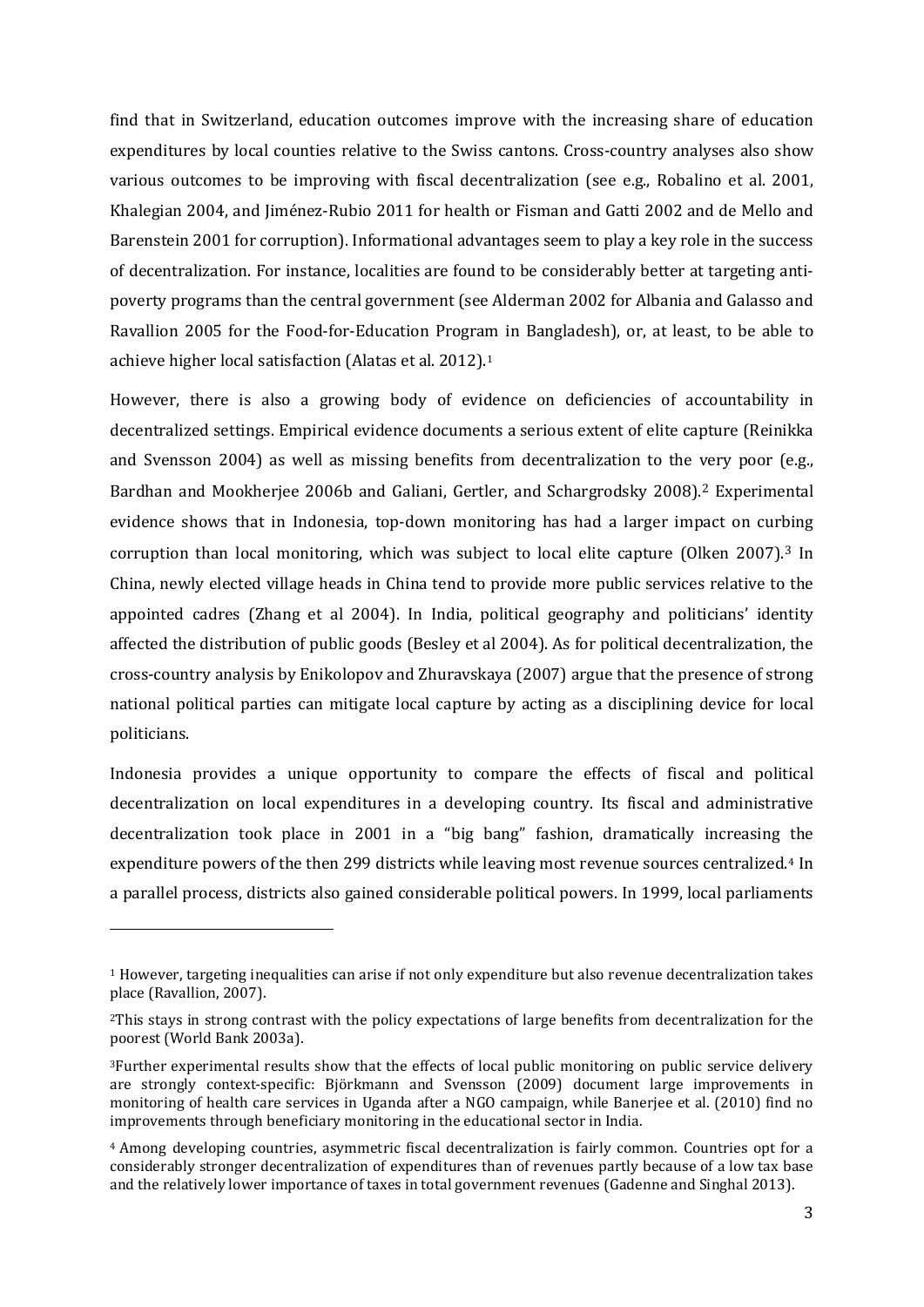find that in Switzerland, education outcomes improve with the increasing share of education expenditures by local counties relative to the Swiss cantons. Cross-country analyses also show various outcomes to be improving with fiscal decentralization (see e.g., Robalino et al. 2001, Khalegian 2004, and Jiménez-Rubio 2011 for health or Fisman and Gatti 2002 and de Mello and Barenstein 2001 for corruption). Informational advantages seem to play a key role in the success of decentralization. For instance, localities are found to be considerably better at targeting anti-poverty programs than the central government (see Alderman 2002 for Albania and Galasso and Ravallion 2005 for the Food-for-Education Program in Bangladesh), or, at least, to be able to achieve higher local satisfaction (Alatas et al. 2012).[1]

However, there is also a growing body of evidence on deficiencies of accountability in decentralized settings. Empirical evidence documents a serious extent of elite capture (Reinikka and Svensson 2004) as well as missing benefits from decentralization to the very poor (e.g., Bardhan and Mookherjee 2006b and Galiani, Gertler, and Schargrodsky 2008).[2] Experimental evidence shows that in Indonesia, top-down monitoring has had a larger impact on curbing corruption than local monitoring, which was subject to local elite capture (Olken 2007).[3] In China, newly elected village heads in China tend to provide more public services relative to the appointed cadres (Zhang et al 2004). In India, political geography and politicians' identity affected the distribution of public goods (Besley et al 2004). As for political decentralization, the cross-country analysis by Enikolopov and Zhuravskaya (2007) argue that the presence of strong national political parties can mitigate local capture by acting as a disciplining device for local politicians.

Indonesia provides a unique opportunity to compare the effects of fiscal and political decentralization on local expenditures in a developing country. Its fiscal and administrative decentralization took place in 2001 in a "big bang" fashion, dramatically increasing the expenditure powers of the then 299 districts while leaving most revenue sources centralized.[4] In a parallel process, districts also gained considerable political powers. In 1999, local parliaments

---

[1] However, targeting inequalities can arise if not only expenditure but also revenue decentralization takes place (Ravallion, 2007).

[2] This stays in strong contrast with the policy expectations of large benefits from decentralization for the poorest (World Bank 2003a).

[3] Further experimental results show that the effects of local public monitoring on public service delivery are strongly context-specific: Björkmann and Svensson (2009) document large improvements in monitoring of health care services in Uganda after a NGO campaign, while Banerjee et al. (2010) find no improvements through beneficiary monitoring in the educational sector in India.

[4] Among developing countries, asymmetric fiscal decentralization is fairly common. Countries opt for a considerably stronger decentralization of expenditures than of revenues partly because of a low tax base and the relatively lower importance of taxes in total government revenues (Gadenne and Singhal 2013).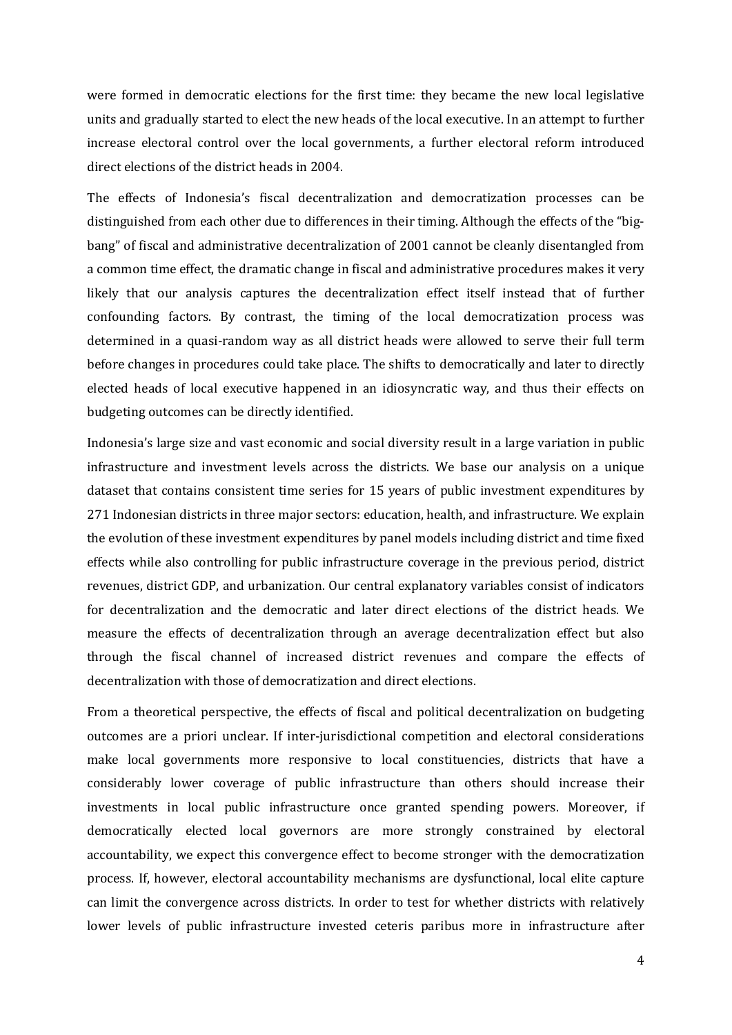were formed in democratic elections for the first time: they became the new local legislative units and gradually started to elect the new heads of the local executive. In an attempt to further increase electoral control over the local governments, a further electoral reform introduced direct elections of the district heads in 2004.

The effects of Indonesia's fiscal decentralization and democratization processes can be distinguished from each other due to differences in their timing. Although the effects of the "big-bang" of fiscal and administrative decentralization of 2001 cannot be cleanly disentangled from a common time effect, the dramatic change in fiscal and administrative procedures makes it very likely that our analysis captures the decentralization effect itself instead that of further confounding factors. By contrast, the timing of the local democratization process was determined in a quasi-random way as all district heads were allowed to serve their full term before changes in procedures could take place. The shifts to democratically and later to directly elected heads of local executive happened in an idiosyncratic way, and thus their effects on budgeting outcomes can be directly identified.

Indonesia's large size and vast economic and social diversity result in a large variation in public infrastructure and investment levels across the districts. We base our analysis on a unique dataset that contains consistent time series for 15 years of public investment expenditures by 271 Indonesian districts in three major sectors: education, health, and infrastructure. We explain the evolution of these investment expenditures by panel models including district and time fixed effects while also controlling for public infrastructure coverage in the previous period, district revenues, district GDP, and urbanization. Our central explanatory variables consist of indicators for decentralization and the democratic and later direct elections of the district heads. We measure the effects of decentralization through an average decentralization effect but also through the fiscal channel of increased district revenues and compare the effects of decentralization with those of democratization and direct elections.

From a theoretical perspective, the effects of fiscal and political decentralization on budgeting outcomes are a priori unclear. If inter-jurisdictional competition and electoral considerations make local governments more responsive to local constituencies, districts that have a considerably lower coverage of public infrastructure than others should increase their investments in local public infrastructure once granted spending powers. Moreover, if democratically elected local governors are more strongly constrained by electoral accountability, we expect this convergence effect to become stronger with the democratization process. If, however, electoral accountability mechanisms are dysfunctional, local elite capture can limit the convergence across districts. In order to test for whether districts with relatively lower levels of public infrastructure invested ceteris paribus more in infrastructure after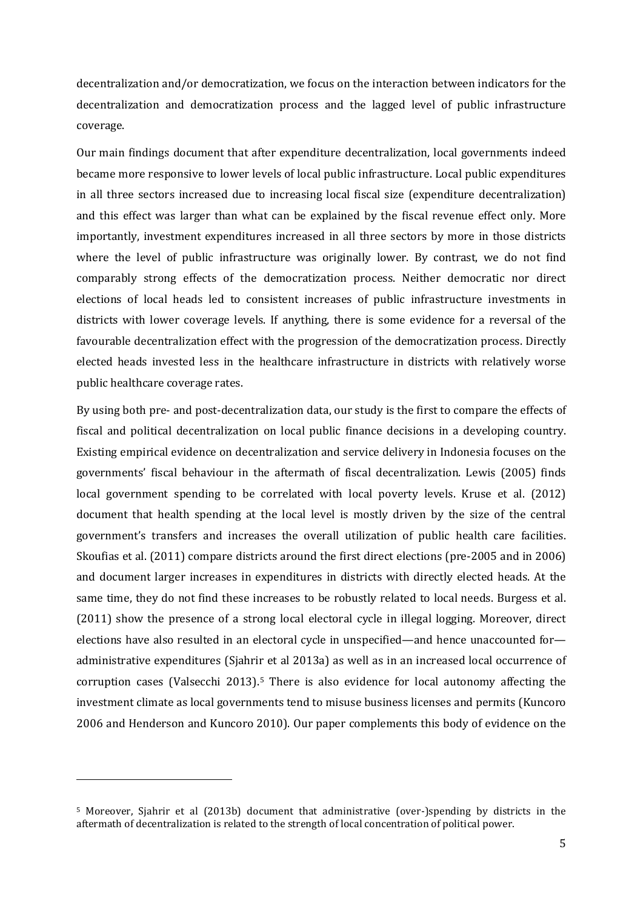decentralization and/or democratization, we focus on the interaction between indicators for the decentralization and democratization process and the lagged level of public infrastructure coverage.

Our main findings document that after expenditure decentralization, local governments indeed became more responsive to lower levels of local public infrastructure. Local public expenditures in all three sectors increased due to increasing local fiscal size (expenditure decentralization) and this effect was larger than what can be explained by the fiscal revenue effect only. More importantly, investment expenditures increased in all three sectors by more in those districts where the level of public infrastructure was originally lower. By contrast, we do not find comparably strong effects of the democratization process. Neither democratic nor direct elections of local heads led to consistent increases of public infrastructure investments in districts with lower coverage levels. If anything, there is some evidence for a reversal of the favourable decentralization effect with the progression of the democratization process. Directly elected heads invested less in the healthcare infrastructure in districts with relatively worse public healthcare coverage rates.

By using both pre- and post-decentralization data, our study is the first to compare the effects of fiscal and political decentralization on local public finance decisions in a developing country. Existing empirical evidence on decentralization and service delivery in Indonesia focuses on the governments' fiscal behaviour in the aftermath of fiscal decentralization. Lewis (2005) finds local government spending to be correlated with local poverty levels. Kruse et al. (2012) document that health spending at the local level is mostly driven by the size of the central government's transfers and increases the overall utilization of public health care facilities. Skoufias et al. (2011) compare districts around the first direct elections (pre-2005 and in 2006) and document larger increases in expenditures in districts with directly elected heads. At the same time, they do not find these increases to be robustly related to local needs. Burgess et al. (2011) show the presence of a strong local electoral cycle in illegal logging. Moreover, direct elections have also resulted in an electoral cycle in unspecified—and hence unaccounted for—administrative expenditures (Sjahrir et al 2013a) as well as in an increased local occurrence of corruption cases (Valsecchi 2013).[5] There is also evidence for local autonomy affecting the investment climate as local governments tend to misuse business licenses and permits (Kuncoro 2006 and Henderson and Kuncoro 2010). Our paper complements this body of evidence on the

[5] Moreover, Sjahrir et al (2013b) document that administrative (over-)spending by districts in the aftermath of decentralization is related to the strength of local concentration of political power.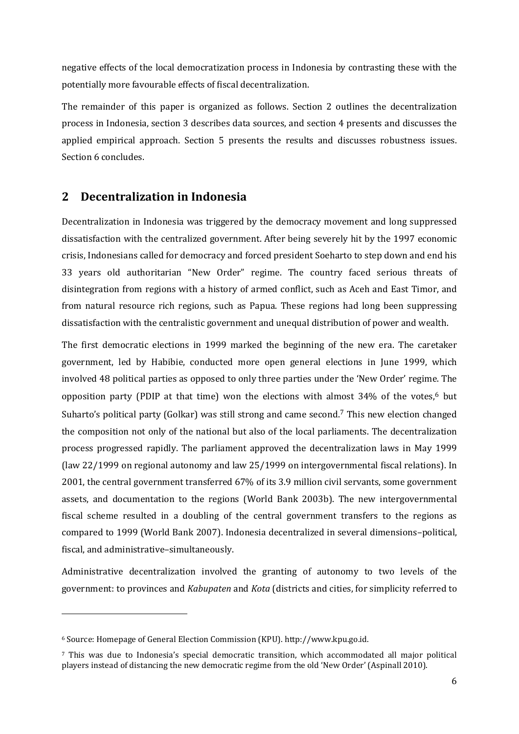negative effects of the local democratization process in Indonesia by contrasting these with the potentially more favourable effects of fiscal decentralization.

The remainder of this paper is organized as follows. Section 2 outlines the decentralization process in Indonesia, section 3 describes data sources, and section 4 presents and discusses the applied empirical approach. Section 5 presents the results and discusses robustness issues. Section 6 concludes.

## 2 Decentralization in Indonesia

Decentralization in Indonesia was triggered by the democracy movement and long suppressed dissatisfaction with the centralized government. After being severely hit by the 1997 economic crisis, Indonesians called for democracy and forced president Soeharto to step down and end his 33 years old authoritarian "New Order" regime. The country faced serious threats of disintegration from regions with a history of armed conflict, such as Aceh and East Timor, and from natural resource rich regions, such as Papua. These regions had long been suppressing dissatisfaction with the centralistic government and unequal distribution of power and wealth.

The first democratic elections in 1999 marked the beginning of the new era. The caretaker government, led by Habibie, conducted more open general elections in June 1999, which involved 48 political parties as opposed to only three parties under the 'New Order' regime. The opposition party (PDIP at that time) won the elections with almost 34% of the votes,[6] but Suharto's political party (Golkar) was still strong and came second.[7] This new election changed the composition not only of the national but also of the local parliaments. The decentralization process progressed rapidly. The parliament approved the decentralization laws in May 1999 (law 22/1999 on regional autonomy and law 25/1999 on intergovernmental fiscal relations). In 2001, the central government transferred 67% of its 3.9 million civil servants, some government assets, and documentation to the regions (World Bank 2003b). The new intergovernmental fiscal scheme resulted in a doubling of the central government transfers to the regions as compared to 1999 (World Bank 2007). Indonesia decentralized in several dimensions–political, fiscal, and administrative–simultaneously.

Administrative decentralization involved the granting of autonomy to two levels of the government: to provinces and *Kabupaten* and *Kota* (districts and cities, for simplicity referred to

---

[6] Source: Homepage of General Election Commission (KPU). http://www.kpu.go.id.

[7] This was due to Indonesia's special democratic transition, which accommodated all major political players instead of distancing the new democratic regime from the old 'New Order' (Aspinall 2010).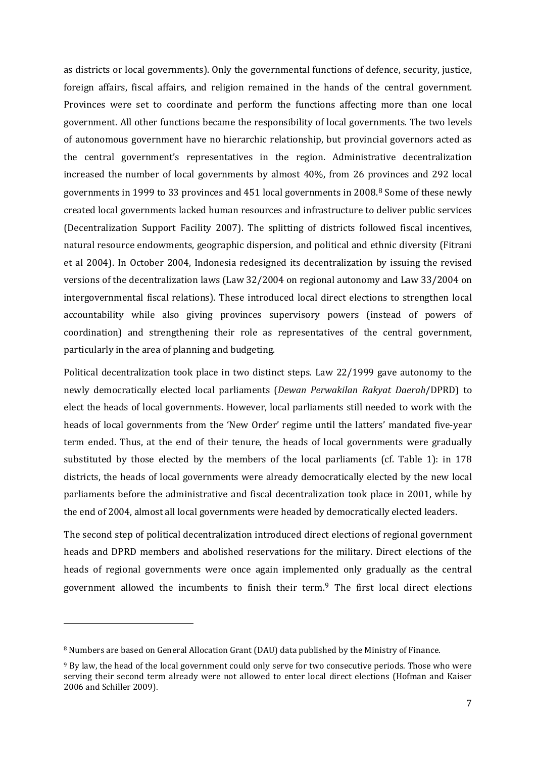as districts or local governments). Only the governmental functions of defence, security, justice, foreign affairs, fiscal affairs, and religion remained in the hands of the central government. Provinces were set to coordinate and perform the functions affecting more than one local government. All other functions became the responsibility of local governments. The two levels of autonomous government have no hierarchic relationship, but provincial governors acted as the central government's representatives in the region. Administrative decentralization increased the number of local governments by almost 40%, from 26 provinces and 292 local governments in 1999 to 33 provinces and 451 local governments in 2008.[8] Some of these newly created local governments lacked human resources and infrastructure to deliver public services (Decentralization Support Facility 2007). The splitting of districts followed fiscal incentives, natural resource endowments, geographic dispersion, and political and ethnic diversity (Fitrani et al 2004). In October 2004, Indonesia redesigned its decentralization by issuing the revised versions of the decentralization laws (Law 32/2004 on regional autonomy and Law 33/2004 on intergovernmental fiscal relations). These introduced local direct elections to strengthen local accountability while also giving provinces supervisory powers (instead of powers of coordination) and strengthening their role as representatives of the central government, particularly in the area of planning and budgeting.

Political decentralization took place in two distinct steps. Law 22/1999 gave autonomy to the newly democratically elected local parliaments (*Dewan Perwakilan Rakyat Daerah*/DPRD) to elect the heads of local governments. However, local parliaments still needed to work with the heads of local governments from the 'New Order' regime until the latters' mandated five-year term ended. Thus, at the end of their tenure, the heads of local governments were gradually substituted by those elected by the members of the local parliaments (cf. Table 1): in 178 districts, the heads of local governments were already democratically elected by the new local parliaments before the administrative and fiscal decentralization took place in 2001, while by the end of 2004, almost all local governments were headed by democratically elected leaders.

The second step of political decentralization introduced direct elections of regional government heads and DPRD members and abolished reservations for the military. Direct elections of the heads of regional governments were once again implemented only gradually as the central government allowed the incumbents to finish their term.[9] The first local direct elections

[8] Numbers are based on General Allocation Grant (DAU) data published by the Ministry of Finance.

[9] By law, the head of the local government could only serve for two consecutive periods. Those who were serving their second term already were not allowed to enter local direct elections (Hofman and Kaiser 2006 and Schiller 2009).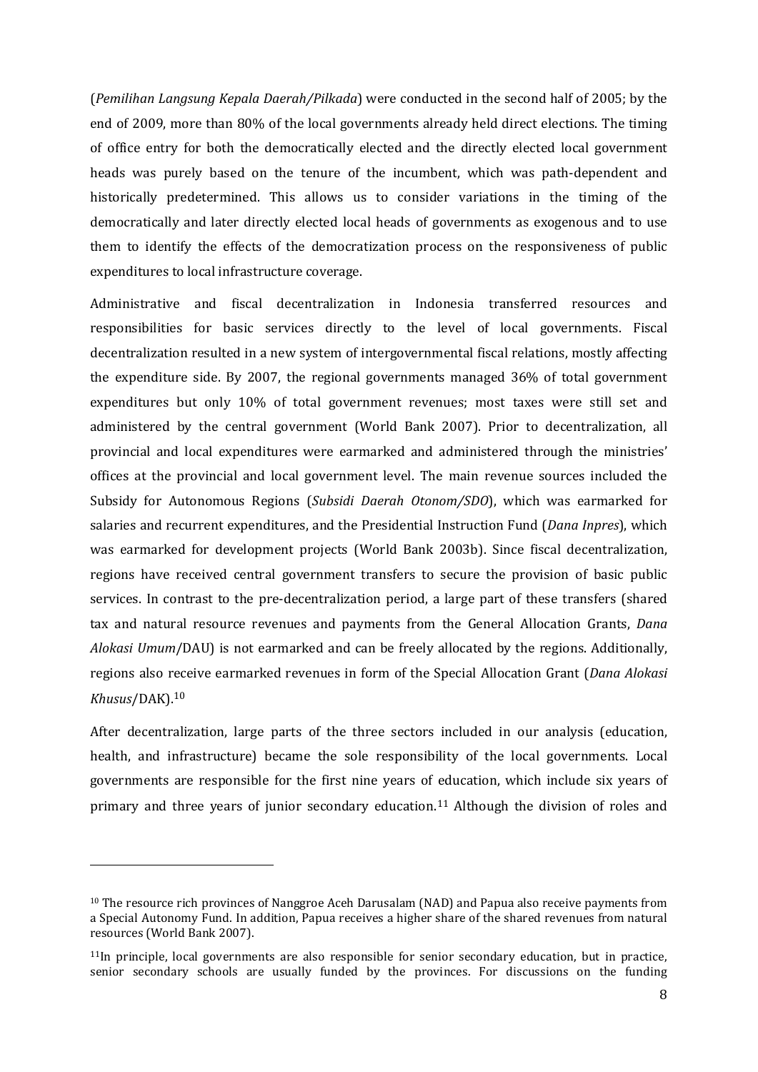(*Pemilihan Langsung Kepala Daerah/Pilkada*) were conducted in the second half of 2005; by the end of 2009, more than 80% of the local governments already held direct elections. The timing of office entry for both the democratically elected and the directly elected local government heads was purely based on the tenure of the incumbent, which was path-dependent and historically predetermined. This allows us to consider variations in the timing of the democratically and later directly elected local heads of governments as exogenous and to use them to identify the effects of the democratization process on the responsiveness of public expenditures to local infrastructure coverage.

Administrative and fiscal decentralization in Indonesia transferred resources and responsibilities for basic services directly to the level of local governments. Fiscal decentralization resulted in a new system of intergovernmental fiscal relations, mostly affecting the expenditure side. By 2007, the regional governments managed 36% of total government expenditures but only 10% of total government revenues; most taxes were still set and administered by the central government (World Bank 2007). Prior to decentralization, all provincial and local expenditures were earmarked and administered through the ministries' offices at the provincial and local government level. The main revenue sources included the Subsidy for Autonomous Regions (*Subsidi Daerah Otonom/SDO*), which was earmarked for salaries and recurrent expenditures, and the Presidential Instruction Fund (*Dana Inpres*), which was earmarked for development projects (World Bank 2003b). Since fiscal decentralization, regions have received central government transfers to secure the provision of basic public services. In contrast to the pre-decentralization period, a large part of these transfers (shared tax and natural resource revenues and payments from the General Allocation Grants, *Dana Alokasi Umum*/DAU) is not earmarked and can be freely allocated by the regions. Additionally, regions also receive earmarked revenues in form of the Special Allocation Grant (*Dana Alokasi Khusus*/DAK).[10]

After decentralization, large parts of the three sectors included in our analysis (education, health, and infrastructure) became the sole responsibility of the local governments. Local governments are responsible for the first nine years of education, which include six years of primary and three years of junior secondary education.[11] Although the division of roles and

[10] The resource rich provinces of Nanggroe Aceh Darusalam (NAD) and Papua also receive payments from a Special Autonomy Fund. In addition, Papua receives a higher share of the shared revenues from natural resources (World Bank 2007).

[11] In principle, local governments are also responsible for senior secondary education, but in practice, senior secondary schools are usually funded by the provinces. For discussions on the funding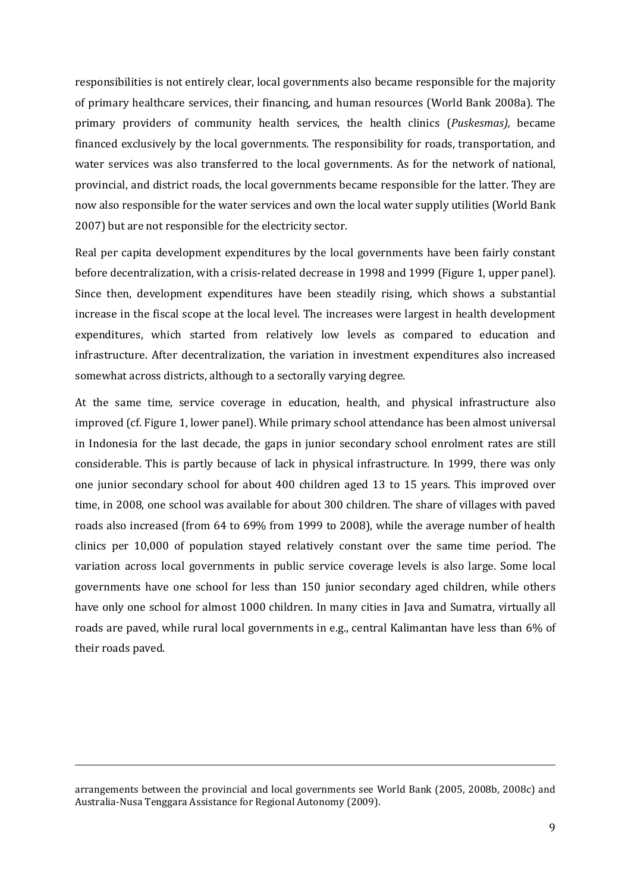responsibilities is not entirely clear, local governments also became responsible for the majority of primary healthcare services, their financing, and human resources (World Bank 2008a). The primary providers of community health services, the health clinics (*Puskesmas),* became financed exclusively by the local governments. The responsibility for roads, transportation, and water services was also transferred to the local governments. As for the network of national, provincial, and district roads, the local governments became responsible for the latter. They are now also responsible for the water services and own the local water supply utilities (World Bank 2007) but are not responsible for the electricity sector.

Real per capita development expenditures by the local governments have been fairly constant before decentralization, with a crisis-related decrease in 1998 and 1999 (Figure 1, upper panel). Since then, development expenditures have been steadily rising, which shows a substantial increase in the fiscal scope at the local level. The increases were largest in health development expenditures, which started from relatively low levels as compared to education and infrastructure. After decentralization, the variation in investment expenditures also increased somewhat across districts, although to a sectorally varying degree.

At the same time, service coverage in education, health, and physical infrastructure also improved (cf. Figure 1, lower panel). While primary school attendance has been almost universal in Indonesia for the last decade, the gaps in junior secondary school enrolment rates are still considerable. This is partly because of lack in physical infrastructure. In 1999, there was only one junior secondary school for about 400 children aged 13 to 15 years. This improved over time, in 2008, one school was available for about 300 children. The share of villages with paved roads also increased (from 64 to 69% from 1999 to 2008), while the average number of health clinics per 10,000 of population stayed relatively constant over the same time period. The variation across local governments in public service coverage levels is also large. Some local governments have one school for less than 150 junior secondary aged children, while others have only one school for almost 1000 children. In many cities in Java and Sumatra, virtually all roads are paved, while rural local governments in e.g., central Kalimantan have less than 6% of their roads paved.

arrangements between the provincial and local governments see World Bank (2005, 2008b, 2008c) and Australia-Nusa Tenggara Assistance for Regional Autonomy (2009).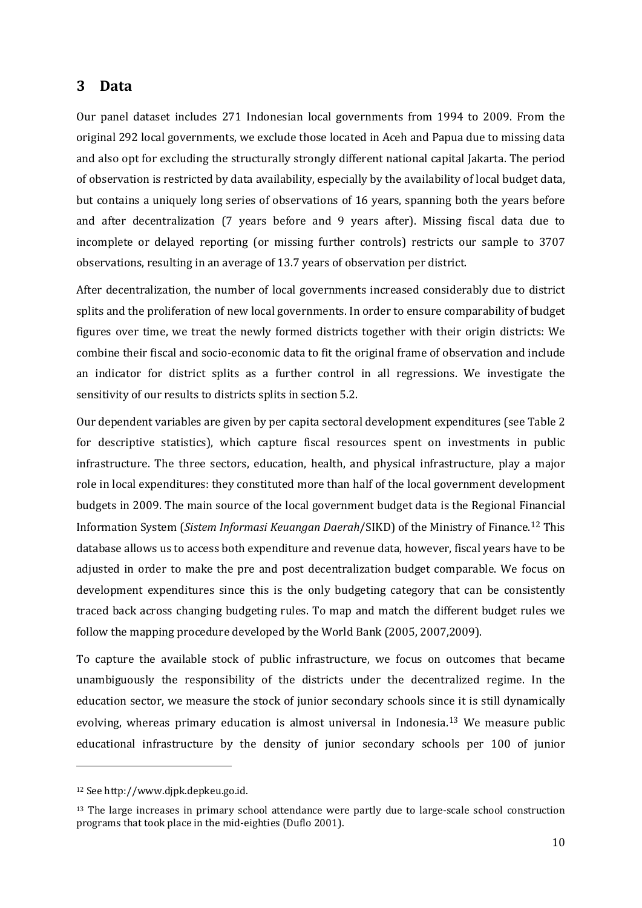## 3 Data

Our panel dataset includes 271 Indonesian local governments from 1994 to 2009. From the original 292 local governments, we exclude those located in Aceh and Papua due to missing data and also opt for excluding the structurally strongly different national capital Jakarta. The period of observation is restricted by data availability, especially by the availability of local budget data, but contains a uniquely long series of observations of 16 years, spanning both the years before and after decentralization (7 years before and 9 years after). Missing fiscal data due to incomplete or delayed reporting (or missing further controls) restricts our sample to 3707 observations, resulting in an average of 13.7 years of observation per district.

After decentralization, the number of local governments increased considerably due to district splits and the proliferation of new local governments. In order to ensure comparability of budget figures over time, we treat the newly formed districts together with their origin districts: We combine their fiscal and socio-economic data to fit the original frame of observation and include an indicator for district splits as a further control in all regressions. We investigate the sensitivity of our results to districts splits in section 5.2.

Our dependent variables are given by per capita sectoral development expenditures (see Table 2 for descriptive statistics), which capture fiscal resources spent on investments in public infrastructure. The three sectors, education, health, and physical infrastructure, play a major role in local expenditures: they constituted more than half of the local government development budgets in 2009. The main source of the local government budget data is the Regional Financial Information System (*Sistem Informasi Keuangan Daerah*/SIKD) of the Ministry of Finance.[12] This database allows us to access both expenditure and revenue data, however, fiscal years have to be adjusted in order to make the pre and post decentralization budget comparable. We focus on development expenditures since this is the only budgeting category that can be consistently traced back across changing budgeting rules. To map and match the different budget rules we follow the mapping procedure developed by the World Bank (2005, 2007,2009).

To capture the available stock of public infrastructure, we focus on outcomes that became unambiguously the responsibility of the districts under the decentralized regime. In the education sector, we measure the stock of junior secondary schools since it is still dynamically evolving, whereas primary education is almost universal in Indonesia.[13] We measure public educational infrastructure by the density of junior secondary schools per 100 of junior

---

[12] See http://www.djpk.depkeu.go.id.

[13] The large increases in primary school attendance were partly due to large-scale school construction programs that took place in the mid-eighties (Duflo 2001).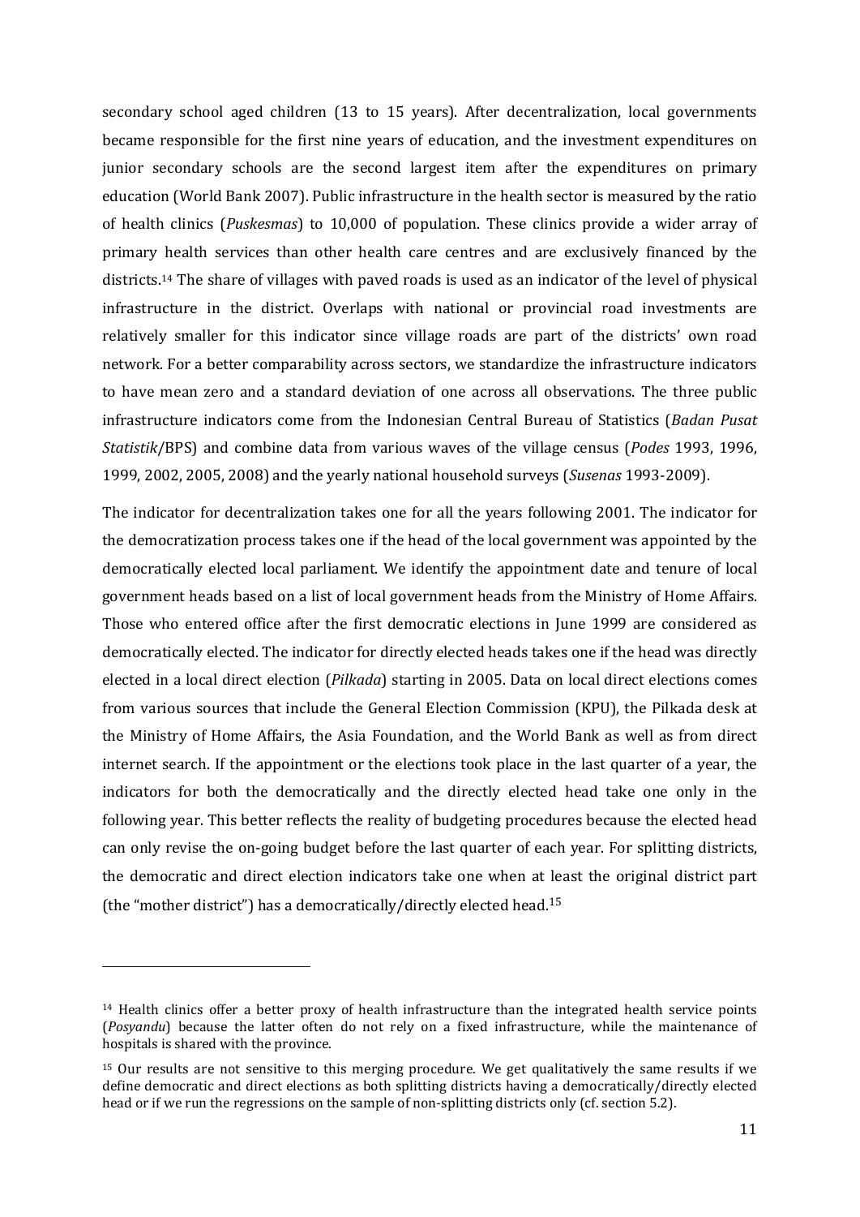secondary school aged children (13 to 15 years). After decentralization, local governments became responsible for the first nine years of education, and the investment expenditures on junior secondary schools are the second largest item after the expenditures on primary education (World Bank 2007). Public infrastructure in the health sector is measured by the ratio of health clinics (*Puskesmas*) to 10,000 of population. These clinics provide a wider array of primary health services than other health care centres and are exclusively financed by the districts.[14] The share of villages with paved roads is used as an indicator of the level of physical infrastructure in the district. Overlaps with national or provincial road investments are relatively smaller for this indicator since village roads are part of the districts' own road network. For a better comparability across sectors, we standardize the infrastructure indicators to have mean zero and a standard deviation of one across all observations. The three public infrastructure indicators come from the Indonesian Central Bureau of Statistics (*Badan Pusat Statistik*/BPS) and combine data from various waves of the village census (*Podes* 1993, 1996, 1999, 2002, 2005, 2008) and the yearly national household surveys (*Susenas* 1993-2009).

The indicator for decentralization takes one for all the years following 2001. The indicator for the democratization process takes one if the head of the local government was appointed by the democratically elected local parliament. We identify the appointment date and tenure of local government heads based on a list of local government heads from the Ministry of Home Affairs. Those who entered office after the first democratic elections in June 1999 are considered as democratically elected. The indicator for directly elected heads takes one if the head was directly elected in a local direct election (*Pilkada*) starting in 2005. Data on local direct elections comes from various sources that include the General Election Commission (KPU), the Pilkada desk at the Ministry of Home Affairs, the Asia Foundation, and the World Bank as well as from direct internet search. If the appointment or the elections took place in the last quarter of a year, the indicators for both the democratically and the directly elected head take one only in the following year. This better reflects the reality of budgeting procedures because the elected head can only revise the on-going budget before the last quarter of each year. For splitting districts, the democratic and direct election indicators take one when at least the original district part (the "mother district") has a democratically/directly elected head.[15]

[14] Health clinics offer a better proxy of health infrastructure than the integrated health service points (*Posyandu*) because the latter often do not rely on a fixed infrastructure, while the maintenance of hospitals is shared with the province.

[15] Our results are not sensitive to this merging procedure. We get qualitatively the same results if we define democratic and direct elections as both splitting districts having a democratically/directly elected head or if we run the regressions on the sample of non-splitting districts only (cf. section 5.2).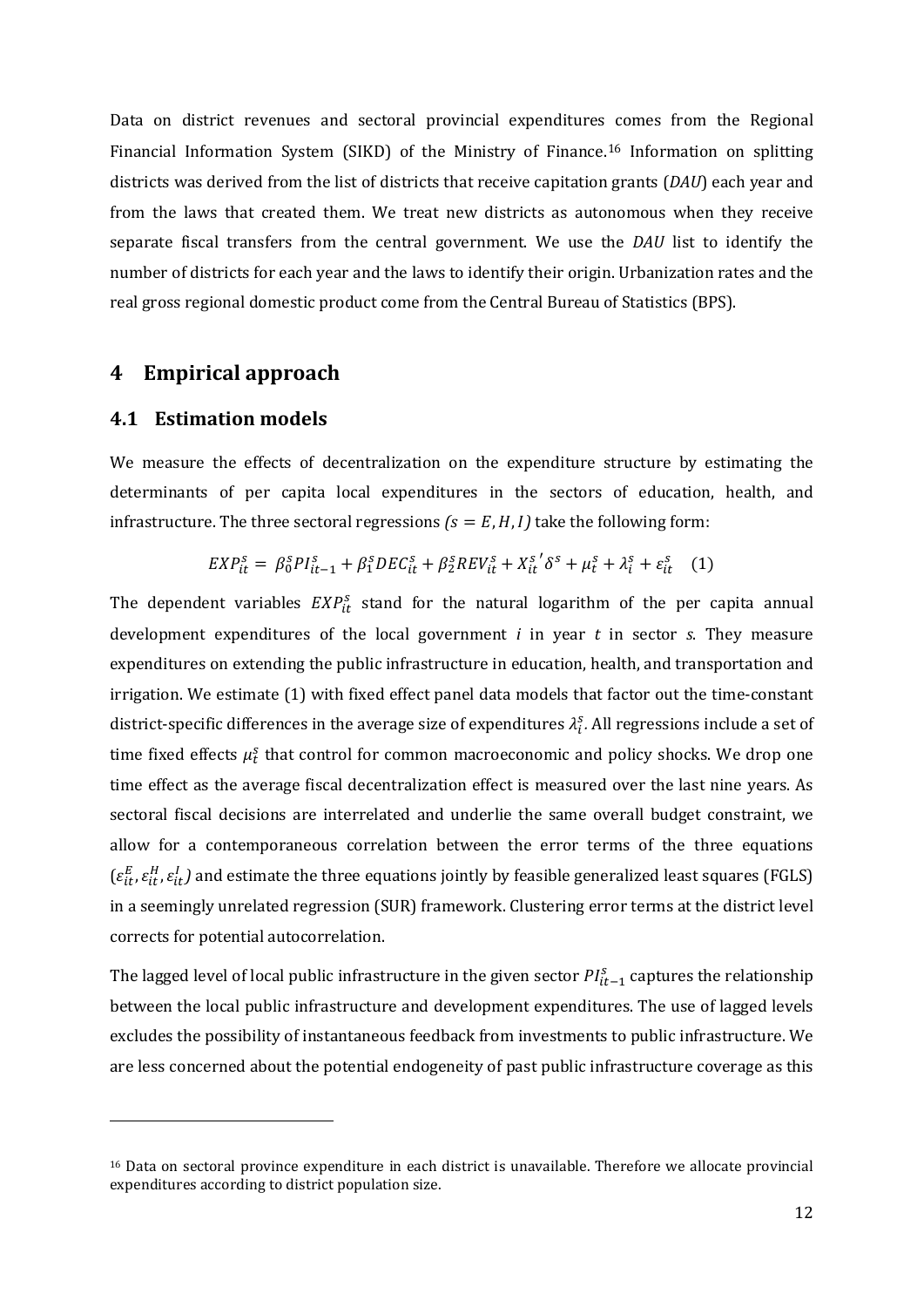Data on district revenues and sectoral provincial expenditures comes from the Regional Financial Information System (SIKD) of the Ministry of Finance.[16] Information on splitting districts was derived from the list of districts that receive capitation grants (*DAU*) each year and from the laws that created them. We treat new districts as autonomous when they receive separate fiscal transfers from the central government. We use the *DAU* list to identify the number of districts for each year and the laws to identify their origin. Urbanization rates and the real gross regional domestic product come from the Central Bureau of Statistics (BPS).

## 4 Empirical approach

### 4.1 Estimation models

We measure the effects of decentralization on the expenditure structure by estimating the determinants of per capita local expenditures in the sectors of education, health, and infrastructure. The three sectoral regressions $(s = E, H, I)$ take the following form:

$$EXP_{it}^{s} = \beta_0^s PI_{it-1}^{s} + \beta_1^s DEC_{it}^{s} + \beta_2^s REV_{it}^{s} + X_{it}^{s\,\prime}\delta^s + \mu_t^s + \lambda_i^s + \varepsilon_{it}^{s} \quad (1)$$

The dependent variables $EXP_{it}^{s}$ stand for the natural logarithm of the per capita annual development expenditures of the local government $i$ in year $t$ in sector $s$. They measure expenditures on extending the public infrastructure in education, health, and transportation and irrigation. We estimate (1) with fixed effect panel data models that factor out the time-constant district-specific differences in the average size of expenditures $\lambda_i^s$. All regressions include a set of time fixed effects $\mu_t^s$ that control for common macroeconomic and policy shocks. We drop one time effect as the average fiscal decentralization effect is measured over the last nine years. As sectoral fiscal decisions are interrelated and underlie the same overall budget constraint, we allow for a contemporaneous correlation between the error terms of the three equations $(\varepsilon_{it}^{E}, \varepsilon_{it}^{H}, \varepsilon_{it}^{I})$ and estimate the three equations jointly by feasible generalized least squares (FGLS) in a seemingly unrelated regression (SUR) framework. Clustering error terms at the district level corrects for potential autocorrelation.

The lagged level of local public infrastructure in the given sector $PI_{it-1}^{s}$ captures the relationship between the local public infrastructure and development expenditures. The use of lagged levels excludes the possibility of instantaneous feedback from investments to public infrastructure. We are less concerned about the potential endogeneity of past public infrastructure coverage as this

[16] Data on sectoral province expenditure in each district is unavailable. Therefore we allocate provincial expenditures according to district population size.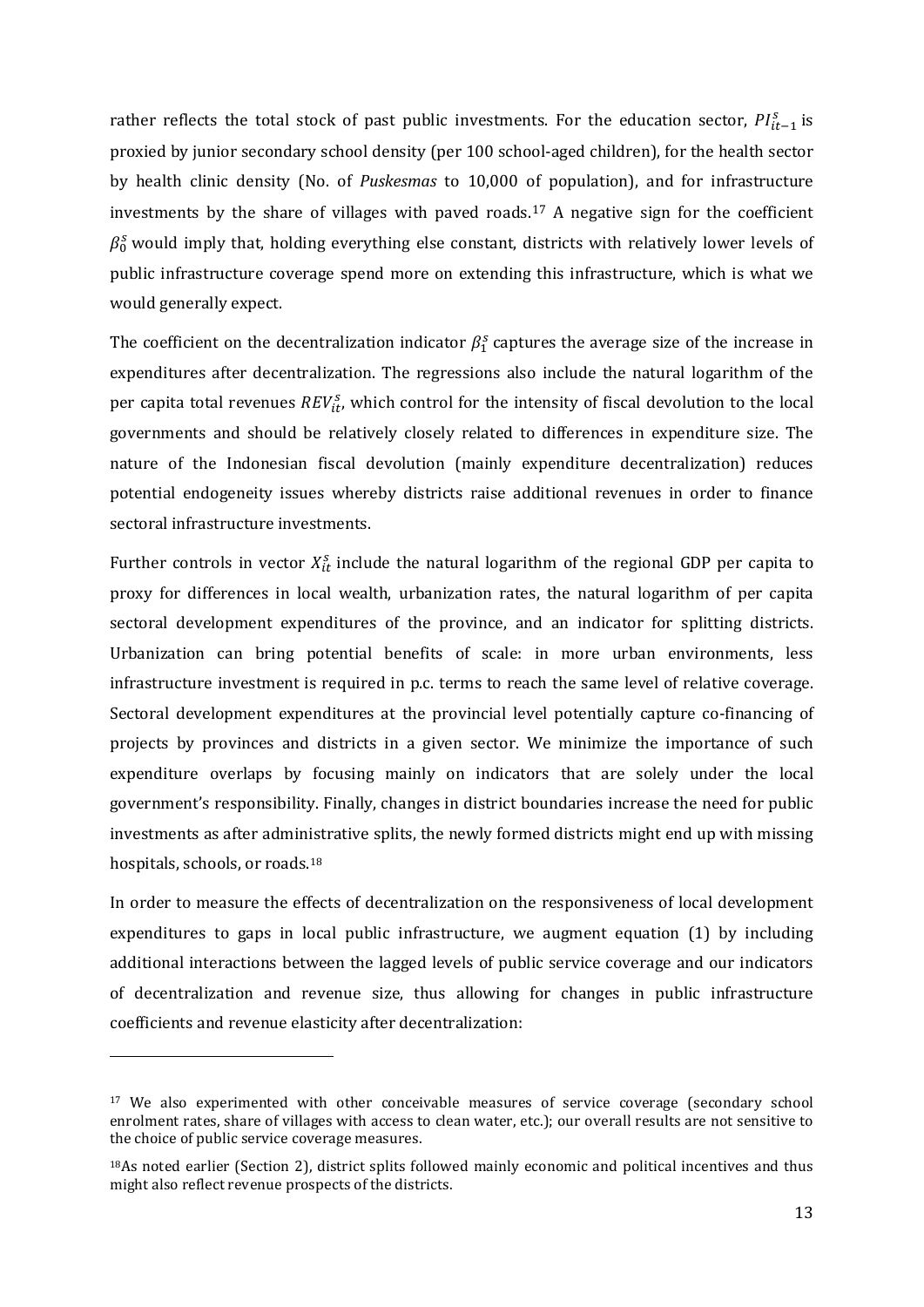rather reflects the total stock of past public investments. For the education sector, $PI_{it-1}^{s}$ is proxied by junior secondary school density (per 100 school-aged children), for the health sector by health clinic density (No. of *Puskesmas* to 10,000 of population), and for infrastructure investments by the share of villages with paved roads.[17] A negative sign for the coefficient $\beta_0^s$ would imply that, holding everything else constant, districts with relatively lower levels of public infrastructure coverage spend more on extending this infrastructure, which is what we would generally expect.

The coefficient on the decentralization indicator $\beta_1^s$ captures the average size of the increase in expenditures after decentralization. The regressions also include the natural logarithm of the per capita total revenues $REV_{it}^{s}$, which control for the intensity of fiscal devolution to the local governments and should be relatively closely related to differences in expenditure size. The nature of the Indonesian fiscal devolution (mainly expenditure decentralization) reduces potential endogeneity issues whereby districts raise additional revenues in order to finance sectoral infrastructure investments.

Further controls in vector $X_{it}^{s}$ include the natural logarithm of the regional GDP per capita to proxy for differences in local wealth, urbanization rates, the natural logarithm of per capita sectoral development expenditures of the province, and an indicator for splitting districts. Urbanization can bring potential benefits of scale: in more urban environments, less infrastructure investment is required in p.c. terms to reach the same level of relative coverage. Sectoral development expenditures at the provincial level potentially capture co-financing of projects by provinces and districts in a given sector. We minimize the importance of such expenditure overlaps by focusing mainly on indicators that are solely under the local government's responsibility. Finally, changes in district boundaries increase the need for public investments as after administrative splits, the newly formed districts might end up with missing hospitals, schools, or roads.[18]

In order to measure the effects of decentralization on the responsiveness of local development expenditures to gaps in local public infrastructure, we augment equation (1) by including additional interactions between the lagged levels of public service coverage and our indicators of decentralization and revenue size, thus allowing for changes in public infrastructure coefficients and revenue elasticity after decentralization:

---

[17] We also experimented with other conceivable measures of service coverage (secondary school enrolment rates, share of villages with access to clean water, etc.); our overall results are not sensitive to the choice of public service coverage measures.

[18] As noted earlier (Section 2), district splits followed mainly economic and political incentives and thus might also reflect revenue prospects of the districts.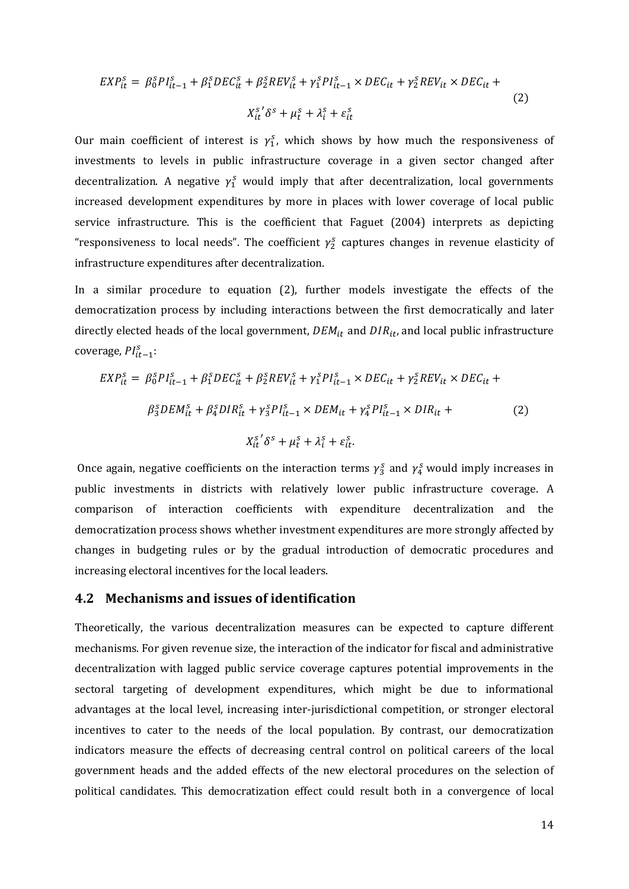$$EXP_{it}^{s} = \beta_0^s PI_{it-1}^{s} + \beta_1^s DEC_{it}^{s} + \beta_2^s REV_{it}^{s} + \gamma_1^s PI_{it-1}^{s} \times DEC_{it} + \gamma_2^s REV_{it} \times DEC_{it} + X_{it}^{s\prime}\delta^s + \mu_t^s + \lambda_i^s + \varepsilon_{it}^{s} \quad (2)$$

Our main coefficient of interest is $\gamma_1^s$, which shows by how much the responsiveness of investments to levels in public infrastructure coverage in a given sector changed after decentralization. A negative $\gamma_1^s$ would imply that after decentralization, local governments increased development expenditures by more in places with lower coverage of local public service infrastructure. This is the coefficient that Faguet (2004) interprets as depicting "responsiveness to local needs". The coefficient $\gamma_2^s$ captures changes in revenue elasticity of infrastructure expenditures after decentralization.

In a similar procedure to equation (2), further models investigate the effects of the democratization process by including interactions between the first democratically and later directly elected heads of the local government, $DEM_{it}$ and $DIR_{it}$, and local public infrastructure coverage, $PI_{it-1}^{s}$:

$$EXP_{it}^{s} = \beta_0^s PI_{it-1}^{s} + \beta_1^s DEC_{it}^{s} + \beta_2^s REV_{it}^{s} + \gamma_1^s PI_{it-1}^{s} \times DEC_{it} + \gamma_2^s REV_{it} \times DEC_{it} + \beta_3^s DEM_{it}^{s} + \beta_4^s DIR_{it}^{s} + \gamma_3^s PI_{it-1}^{s} \times DEM_{it} + \gamma_4^s PI_{it-1}^{s} \times DIR_{it} + X_{it}^{s\prime}\delta^s + \mu_t^s + \lambda_i^s + \varepsilon_{it}^{s}. \quad (2)$$

Once again, negative coefficients on the interaction terms $\gamma_3^s$ and $\gamma_4^s$ would imply increases in public investments in districts with relatively lower public infrastructure coverage. A comparison of interaction coefficients with expenditure decentralization and the democratization process shows whether investment expenditures are more strongly affected by changes in budgeting rules or by the gradual introduction of democratic procedures and increasing electoral incentives for the local leaders.

## 4.2 Mechanisms and issues of identification

Theoretically, the various decentralization measures can be expected to capture different mechanisms. For given revenue size, the interaction of the indicator for fiscal and administrative decentralization with lagged public service coverage captures potential improvements in the sectoral targeting of development expenditures, which might be due to informational advantages at the local level, increasing inter-jurisdictional competition, or stronger electoral incentives to cater to the needs of the local population. By contrast, our democratization indicators measure the effects of decreasing central control on political careers of the local government heads and the added effects of the new electoral procedures on the selection of political candidates. This democratization effect could result both in a convergence of local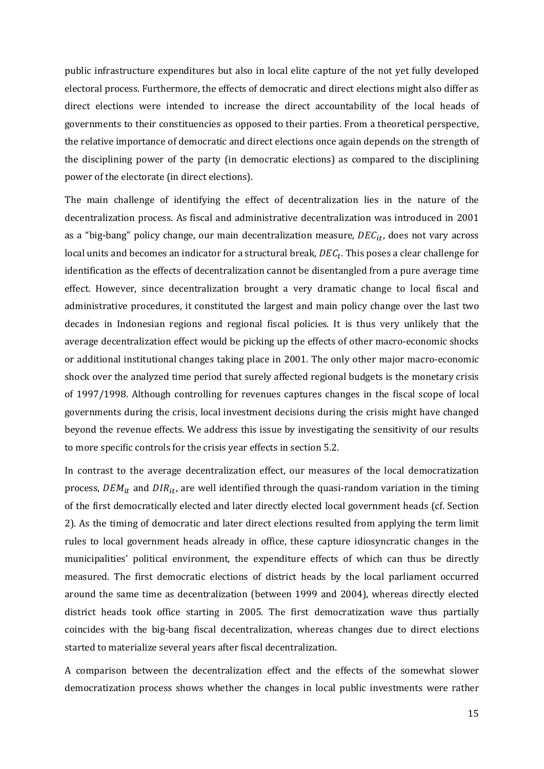public infrastructure expenditures but also in local elite capture of the not yet fully developed electoral process. Furthermore, the effects of democratic and direct elections might also differ as direct elections were intended to increase the direct accountability of the local heads of governments to their constituencies as opposed to their parties. From a theoretical perspective, the relative importance of democratic and direct elections once again depends on the strength of the disciplining power of the party (in democratic elections) as compared to the disciplining power of the electorate (in direct elections).

The main challenge of identifying the effect of decentralization lies in the nature of the decentralization process. As fiscal and administrative decentralization was introduced in 2001 as a "big-bang" policy change, our main decentralization measure, $DEC_{it}$, does not vary across local units and becomes an indicator for a structural break, $DEC_t$. This poses a clear challenge for identification as the effects of decentralization cannot be disentangled from a pure average time effect. However, since decentralization brought a very dramatic change to local fiscal and administrative procedures, it constituted the largest and main policy change over the last two decades in Indonesian regions and regional fiscal policies. It is thus very unlikely that the average decentralization effect would be picking up the effects of other macro-economic shocks or additional institutional changes taking place in 2001. The only other major macro-economic shock over the analyzed time period that surely affected regional budgets is the monetary crisis of 1997/1998. Although controlling for revenues captures changes in the fiscal scope of local governments during the crisis, local investment decisions during the crisis might have changed beyond the revenue effects. We address this issue by investigating the sensitivity of our results to more specific controls for the crisis year effects in section 5.2.

In contrast to the average decentralization effect, our measures of the local democratization process, $DEM_{it}$ and $DIR_{it}$, are well identified through the quasi-random variation in the timing of the first democratically elected and later directly elected local government heads (cf. Section 2). As the timing of democratic and later direct elections resulted from applying the term limit rules to local government heads already in office, these capture idiosyncratic changes in the municipalities' political environment, the expenditure effects of which can thus be directly measured. The first democratic elections of district heads by the local parliament occurred around the same time as decentralization (between 1999 and 2004), whereas directly elected district heads took office starting in 2005. The first democratization wave thus partially coincides with the big-bang fiscal decentralization, whereas changes due to direct elections started to materialize several years after fiscal decentralization.

A comparison between the decentralization effect and the effects of the somewhat slower democratization process shows whether the changes in local public investments were rather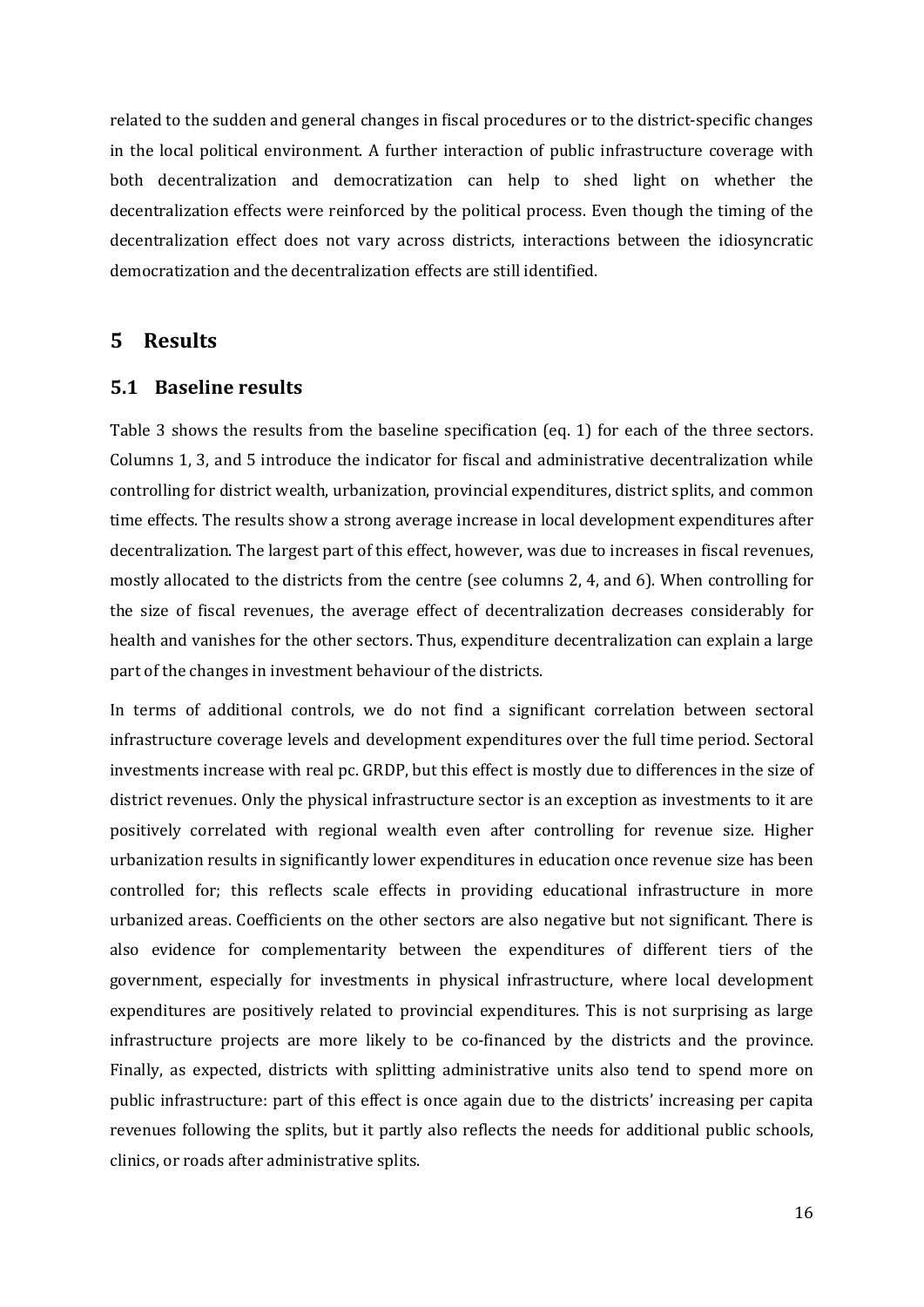related to the sudden and general changes in fiscal procedures or to the district-specific changes in the local political environment. A further interaction of public infrastructure coverage with both decentralization and democratization can help to shed light on whether the decentralization effects were reinforced by the political process. Even though the timing of the decentralization effect does not vary across districts, interactions between the idiosyncratic democratization and the decentralization effects are still identified.

# 5 Results

## 5.1 Baseline results

Table 3 shows the results from the baseline specification (eq. 1) for each of the three sectors. Columns 1, 3, and 5 introduce the indicator for fiscal and administrative decentralization while controlling for district wealth, urbanization, provincial expenditures, district splits, and common time effects. The results show a strong average increase in local development expenditures after decentralization. The largest part of this effect, however, was due to increases in fiscal revenues, mostly allocated to the districts from the centre (see columns 2, 4, and 6). When controlling for the size of fiscal revenues, the average effect of decentralization decreases considerably for health and vanishes for the other sectors. Thus, expenditure decentralization can explain a large part of the changes in investment behaviour of the districts.

In terms of additional controls, we do not find a significant correlation between sectoral infrastructure coverage levels and development expenditures over the full time period. Sectoral investments increase with real pc. GRDP, but this effect is mostly due to differences in the size of district revenues. Only the physical infrastructure sector is an exception as investments to it are positively correlated with regional wealth even after controlling for revenue size. Higher urbanization results in significantly lower expenditures in education once revenue size has been controlled for; this reflects scale effects in providing educational infrastructure in more urbanized areas. Coefficients on the other sectors are also negative but not significant. There is also evidence for complementarity between the expenditures of different tiers of the government, especially for investments in physical infrastructure, where local development expenditures are positively related to provincial expenditures. This is not surprising as large infrastructure projects are more likely to be co-financed by the districts and the province. Finally, as expected, districts with splitting administrative units also tend to spend more on public infrastructure: part of this effect is once again due to the districts' increasing per capita revenues following the splits, but it partly also reflects the needs for additional public schools, clinics, or roads after administrative splits.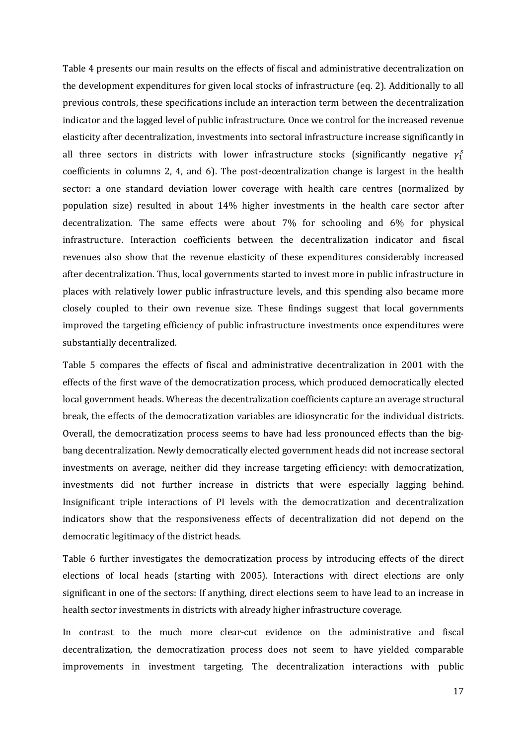Table 4 presents our main results on the effects of fiscal and administrative decentralization on the development expenditures for given local stocks of infrastructure (eq. 2). Additionally to all previous controls, these specifications include an interaction term between the decentralization indicator and the lagged level of public infrastructure. Once we control for the increased revenue elasticity after decentralization, investments into sectoral infrastructure increase significantly in all three sectors in districts with lower infrastructure stocks (significantly negative $\gamma_1^s$ coefficients in columns 2, 4, and 6). The post-decentralization change is largest in the health sector: a one standard deviation lower coverage with health care centres (normalized by population size) resulted in about 14% higher investments in the health care sector after decentralization. The same effects were about 7% for schooling and 6% for physical infrastructure. Interaction coefficients between the decentralization indicator and fiscal revenues also show that the revenue elasticity of these expenditures considerably increased after decentralization. Thus, local governments started to invest more in public infrastructure in places with relatively lower public infrastructure levels, and this spending also became more closely coupled to their own revenue size. These findings suggest that local governments improved the targeting efficiency of public infrastructure investments once expenditures were substantially decentralized.

Table 5 compares the effects of fiscal and administrative decentralization in 2001 with the effects of the first wave of the democratization process, which produced democratically elected local government heads. Whereas the decentralization coefficients capture an average structural break, the effects of the democratization variables are idiosyncratic for the individual districts. Overall, the democratization process seems to have had less pronounced effects than the big-bang decentralization. Newly democratically elected government heads did not increase sectoral investments on average, neither did they increase targeting efficiency: with democratization, investments did not further increase in districts that were especially lagging behind. Insignificant triple interactions of PI levels with the democratization and decentralization indicators show that the responsiveness effects of decentralization did not depend on the democratic legitimacy of the district heads.

Table 6 further investigates the democratization process by introducing effects of the direct elections of local heads (starting with 2005). Interactions with direct elections are only significant in one of the sectors: If anything, direct elections seem to have lead to an increase in health sector investments in districts with already higher infrastructure coverage.

In contrast to the much more clear-cut evidence on the administrative and fiscal decentralization, the democratization process does not seem to have yielded comparable improvements in investment targeting. The decentralization interactions with public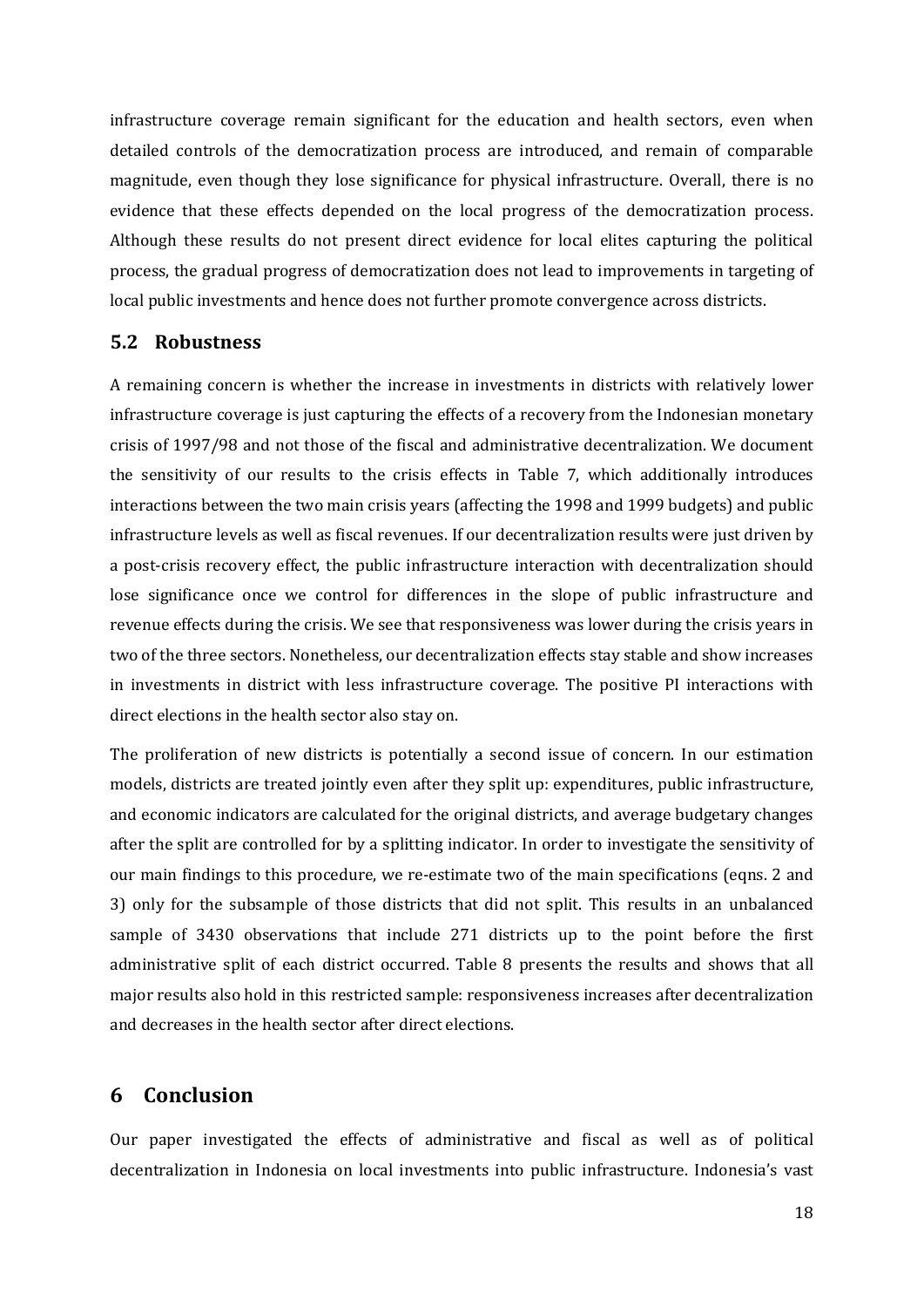infrastructure coverage remain significant for the education and health sectors, even when detailed controls of the democratization process are introduced, and remain of comparable magnitude, even though they lose significance for physical infrastructure. Overall, there is no evidence that these effects depended on the local progress of the democratization process. Although these results do not present direct evidence for local elites capturing the political process, the gradual progress of democratization does not lead to improvements in targeting of local public investments and hence does not further promote convergence across districts.

## 5.2 Robustness

A remaining concern is whether the increase in investments in districts with relatively lower infrastructure coverage is just capturing the effects of a recovery from the Indonesian monetary crisis of 1997/98 and not those of the fiscal and administrative decentralization. We document the sensitivity of our results to the crisis effects in Table 7, which additionally introduces interactions between the two main crisis years (affecting the 1998 and 1999 budgets) and public infrastructure levels as well as fiscal revenues. If our decentralization results were just driven by a post-crisis recovery effect, the public infrastructure interaction with decentralization should lose significance once we control for differences in the slope of public infrastructure and revenue effects during the crisis. We see that responsiveness was lower during the crisis years in two of the three sectors. Nonetheless, our decentralization effects stay stable and show increases in investments in district with less infrastructure coverage. The positive PI interactions with direct elections in the health sector also stay on.

The proliferation of new districts is potentially a second issue of concern. In our estimation models, districts are treated jointly even after they split up: expenditures, public infrastructure, and economic indicators are calculated for the original districts, and average budgetary changes after the split are controlled for by a splitting indicator. In order to investigate the sensitivity of our main findings to this procedure, we re-estimate two of the main specifications (eqns. 2 and 3) only for the subsample of those districts that did not split. This results in an unbalanced sample of 3430 observations that include 271 districts up to the point before the first administrative split of each district occurred. Table 8 presents the results and shows that all major results also hold in this restricted sample: responsiveness increases after decentralization and decreases in the health sector after direct elections.

# 6 Conclusion

Our paper investigated the effects of administrative and fiscal as well as of political decentralization in Indonesia on local investments into public infrastructure. Indonesia's vast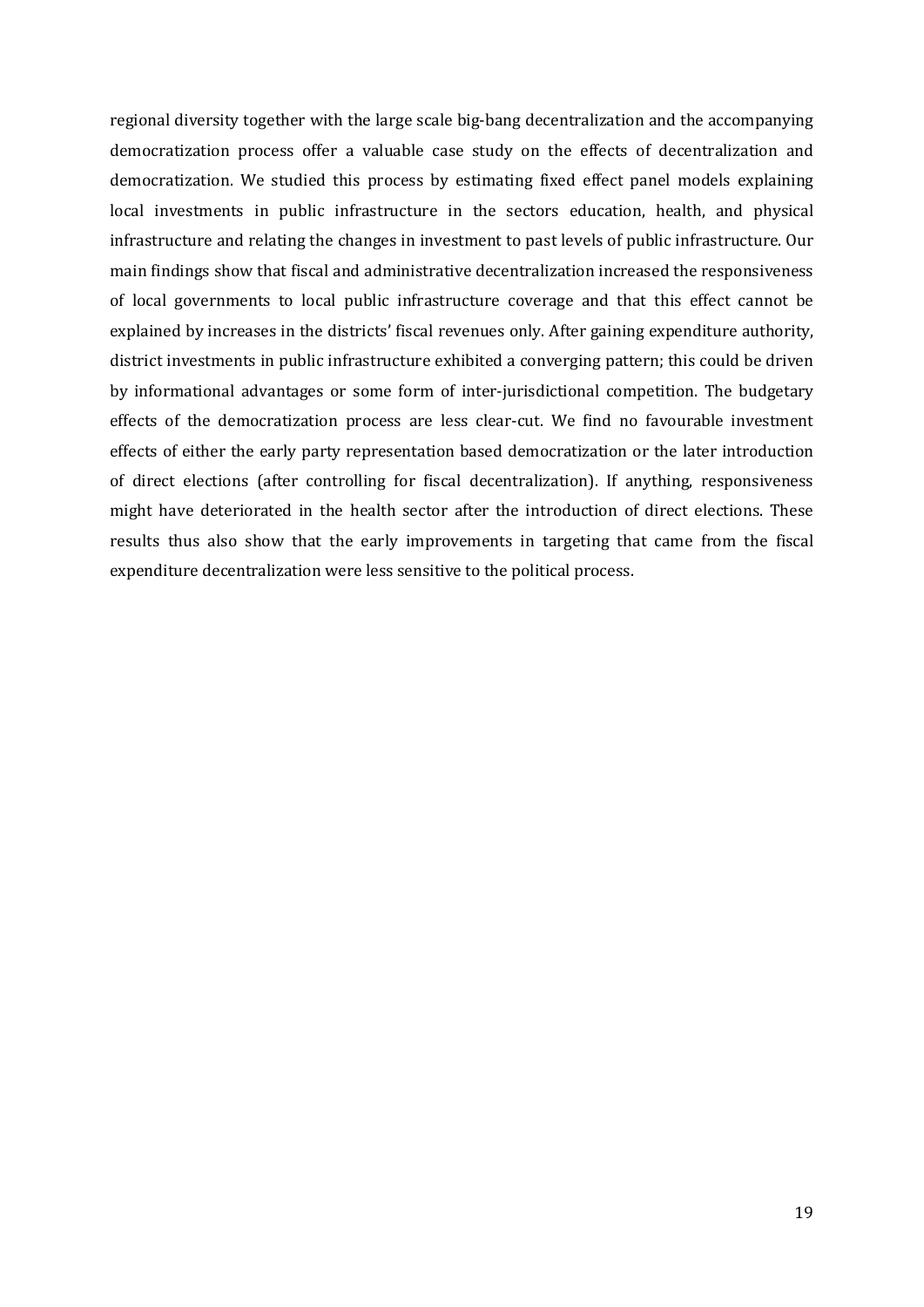regional diversity together with the large scale big-bang decentralization and the accompanying democratization process offer a valuable case study on the effects of decentralization and democratization. We studied this process by estimating fixed effect panel models explaining local investments in public infrastructure in the sectors education, health, and physical infrastructure and relating the changes in investment to past levels of public infrastructure. Our main findings show that fiscal and administrative decentralization increased the responsiveness of local governments to local public infrastructure coverage and that this effect cannot be explained by increases in the districts' fiscal revenues only. After gaining expenditure authority, district investments in public infrastructure exhibited a converging pattern; this could be driven by informational advantages or some form of inter-jurisdictional competition. The budgetary effects of the democratization process are less clear-cut. We find no favourable investment effects of either the early party representation based democratization or the later introduction of direct elections (after controlling for fiscal decentralization). If anything, responsiveness might have deteriorated in the health sector after the introduction of direct elections. These results thus also show that the early improvements in targeting that came from the fiscal expenditure decentralization were less sensitive to the political process.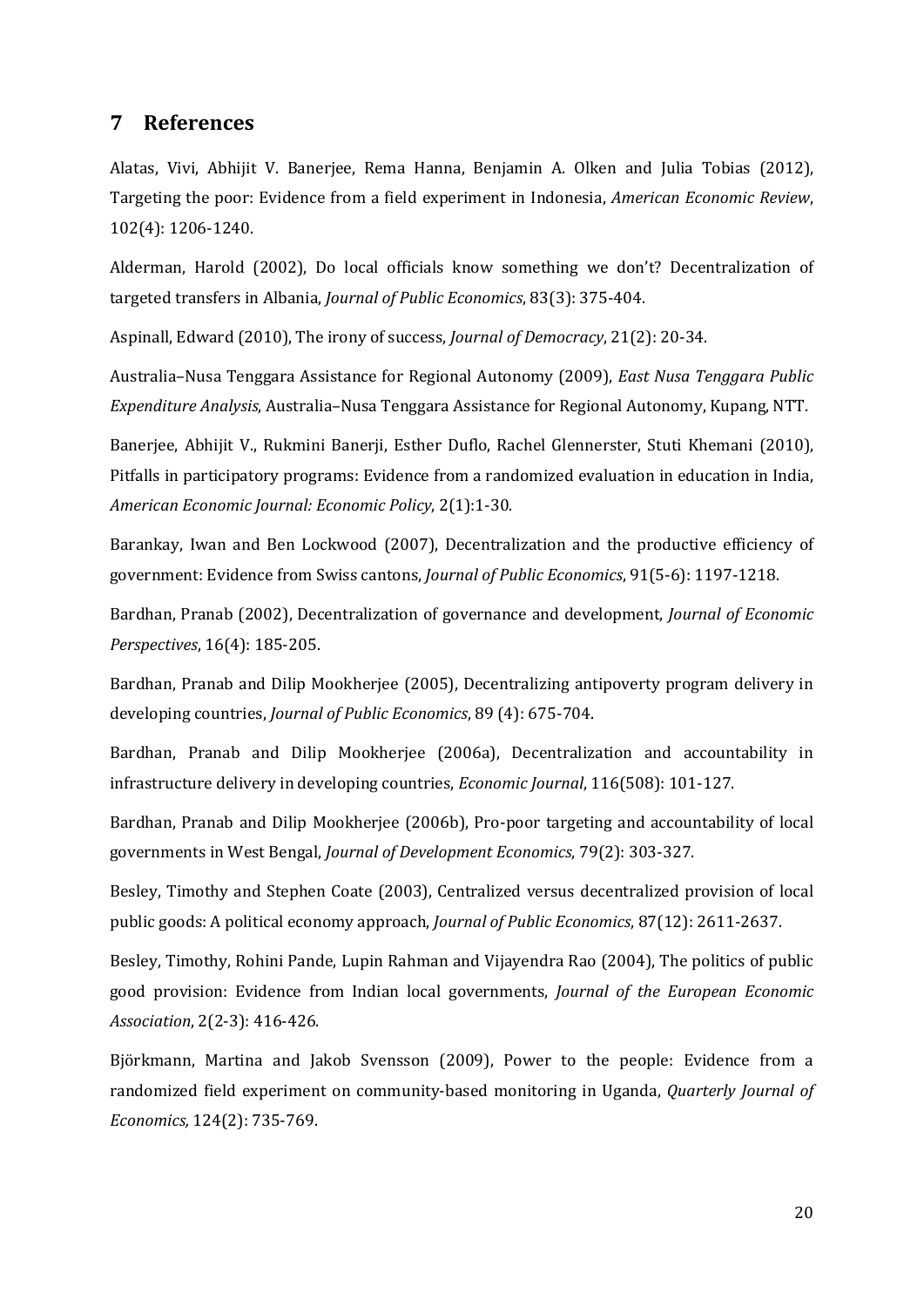## 7 References

Alatas, Vivi, Abhijit V. Banerjee, Rema Hanna, Benjamin A. Olken and Julia Tobias (2012), Targeting the poor: Evidence from a field experiment in Indonesia, *American Economic Review*, 102(4): 1206-1240.

Alderman, Harold (2002), Do local officials know something we don't? Decentralization of targeted transfers in Albania, *Journal of Public Economics*, 83(3): 375-404.

Aspinall, Edward (2010), The irony of success, *Journal of Democracy*, 21(2): 20-34.

Australia–Nusa Tenggara Assistance for Regional Autonomy (2009), *East Nusa Tenggara Public Expenditure Analysis*, Australia–Nusa Tenggara Assistance for Regional Autonomy, Kupang, NTT.

Banerjee, Abhijit V., Rukmini Banerji, Esther Duflo, Rachel Glennerster, Stuti Khemani (2010), Pitfalls in participatory programs: Evidence from a randomized evaluation in education in India, *American Economic Journal: Economic Policy*, 2(1):1-30.

Barankay, Iwan and Ben Lockwood (2007), Decentralization and the productive efficiency of government: Evidence from Swiss cantons, *Journal of Public Economics*, 91(5-6): 1197-1218.

Bardhan, Pranab (2002), Decentralization of governance and development, *Journal of Economic Perspectives*, 16(4): 185-205.

Bardhan, Pranab and Dilip Mookherjee (2005), Decentralizing antipoverty program delivery in developing countries, *Journal of Public Economics*, 89 (4): 675-704.

Bardhan, Pranab and Dilip Mookherjee (2006a), Decentralization and accountability in infrastructure delivery in developing countries, *Economic Journal*, 116(508): 101-127.

Bardhan, Pranab and Dilip Mookherjee (2006b), Pro-poor targeting and accountability of local governments in West Bengal, *Journal of Development Economics*, 79(2): 303-327.

Besley, Timothy and Stephen Coate (2003), Centralized versus decentralized provision of local public goods: A political economy approach, *Journal of Public Economics*, 87(12): 2611-2637.

Besley, Timothy, Rohini Pande, Lupin Rahman and Vijayendra Rao (2004), The politics of public good provision: Evidence from Indian local governments, *Journal of the European Economic Association*, 2(2-3): 416-426.

Björkmann, Martina and Jakob Svensson (2009), Power to the people: Evidence from a randomized field experiment on community-based monitoring in Uganda, *Quarterly Journal of Economics,* 124(2): 735-769.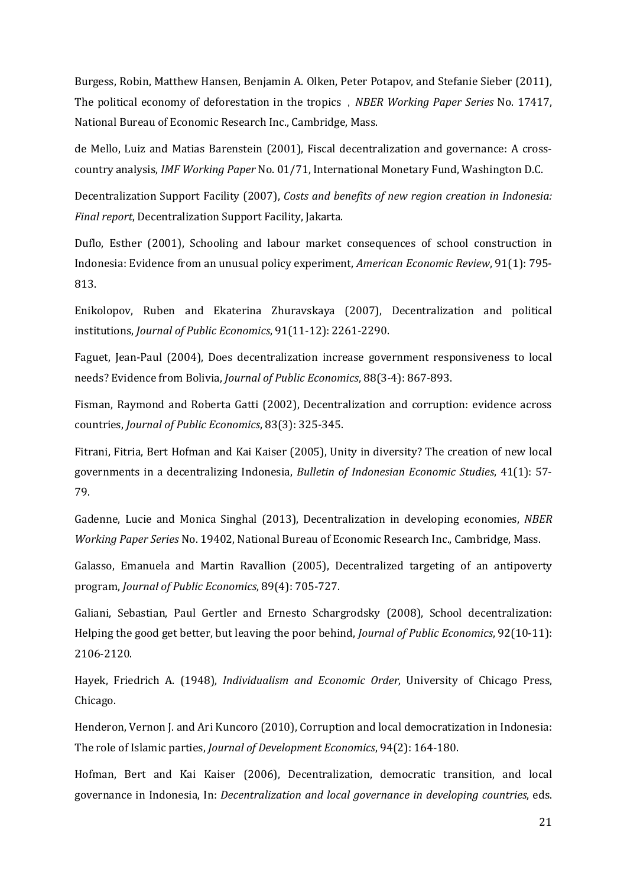Burgess, Robin, Matthew Hansen, Benjamin A. Olken, Peter Potapov, and Stefanie Sieber (2011), The political economy of deforestation in the tropics , *NBER Working Paper Series* No. 17417, National Bureau of Economic Research Inc., Cambridge, Mass.

de Mello, Luiz and Matias Barenstein (2001), Fiscal decentralization and governance: A cross-country analysis, *IMF Working Paper* No. 01/71, International Monetary Fund, Washington D.C.

Decentralization Support Facility (2007), *Costs and benefits of new region creation in Indonesia: Final report*, Decentralization Support Facility, Jakarta.

Duflo, Esther (2001), Schooling and labour market consequences of school construction in Indonesia: Evidence from an unusual policy experiment, *American Economic Review*, 91(1): 795-813.

Enikolopov, Ruben and Ekaterina Zhuravskaya (2007), Decentralization and political institutions, *Journal of Public Economics*, 91(11-12): 2261-2290.

Faguet, Jean-Paul (2004), Does decentralization increase government responsiveness to local needs? Evidence from Bolivia, *Journal of Public Economics*, 88(3-4): 867-893.

Fisman, Raymond and Roberta Gatti (2002), Decentralization and corruption: evidence across countries, *Journal of Public Economics*, 83(3): 325-345.

Fitrani, Fitria, Bert Hofman and Kai Kaiser (2005), Unity in diversity? The creation of new local governments in a decentralizing Indonesia, *Bulletin of Indonesian Economic Studies*, 41(1): 57-79.

Gadenne, Lucie and Monica Singhal (2013), Decentralization in developing economies, *NBER Working Paper Series* No. 19402, National Bureau of Economic Research Inc., Cambridge, Mass.

Galasso, Emanuela and Martin Ravallion (2005), Decentralized targeting of an antipoverty program, *Journal of Public Economics*, 89(4): 705-727.

Galiani, Sebastian, Paul Gertler and Ernesto Schargrodsky (2008), School decentralization: Helping the good get better, but leaving the poor behind, *Journal of Public Economics*, 92(10-11): 2106-2120.

Hayek, Friedrich A. (1948), *Individualism and Economic Order*, University of Chicago Press, Chicago.

Henderon, Vernon J. and Ari Kuncoro (2010), Corruption and local democratization in Indonesia: The role of Islamic parties, *Journal of Development Economics*, 94(2): 164-180.

Hofman, Bert and Kai Kaiser (2006), Decentralization, democratic transition, and local governance in Indonesia, In: *Decentralization and local governance in developing countries*, eds.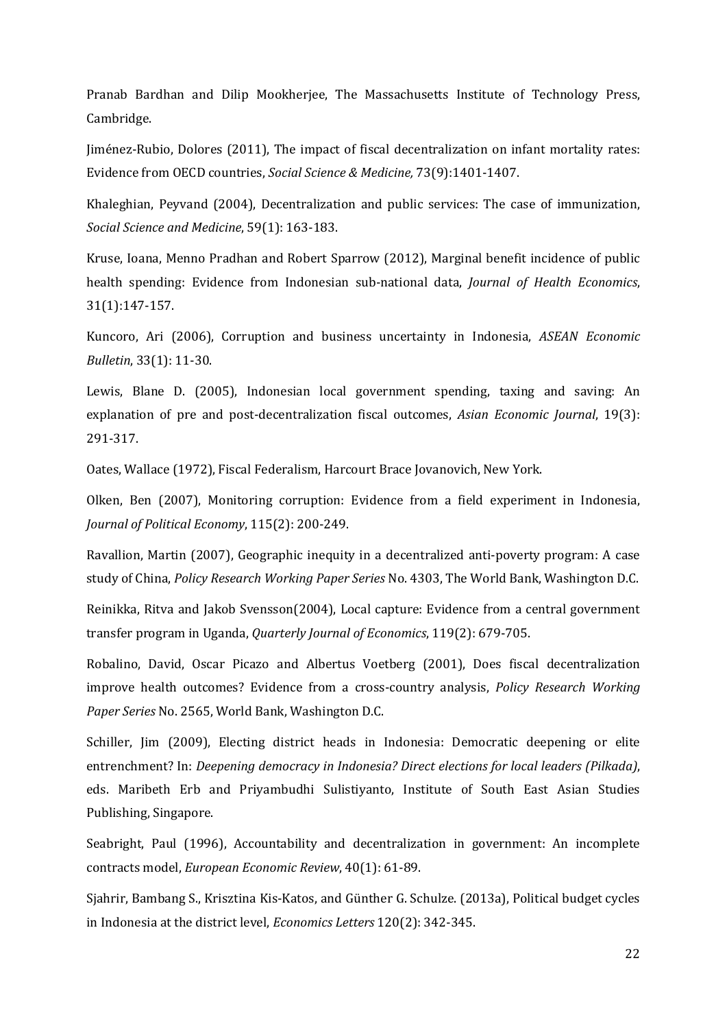Pranab Bardhan and Dilip Mookherjee, The Massachusetts Institute of Technology Press, Cambridge.

Jiménez-Rubio, Dolores (2011), The impact of fiscal decentralization on infant mortality rates: Evidence from OECD countries, *Social Science & Medicine,* 73(9):1401-1407.

Khaleghian, Peyvand (2004), Decentralization and public services: The case of immunization, *Social Science and Medicine*, 59(1): 163-183.

Kruse, Ioana, Menno Pradhan and Robert Sparrow (2012), Marginal benefit incidence of public health spending: Evidence from Indonesian sub-national data, *Journal of Health Economics*, 31(1):147-157.

Kuncoro, Ari (2006), Corruption and business uncertainty in Indonesia, *ASEAN Economic Bulletin*, 33(1): 11-30.

Lewis, Blane D. (2005), Indonesian local government spending, taxing and saving: An explanation of pre and post-decentralization fiscal outcomes, *Asian Economic Journal*, 19(3): 291-317.

Oates, Wallace (1972), Fiscal Federalism, Harcourt Brace Jovanovich, New York.

Olken, Ben (2007), Monitoring corruption: Evidence from a field experiment in Indonesia, *Journal of Political Economy*, 115(2): 200-249.

Ravallion, Martin (2007), Geographic inequity in a decentralized anti-poverty program: A case study of China, *Policy Research Working Paper Series* No. 4303, The World Bank, Washington D.C.

Reinikka, Ritva and Jakob Svensson(2004), Local capture: Evidence from a central government transfer program in Uganda, *Quarterly Journal of Economics*, 119(2): 679-705.

Robalino, David, Oscar Picazo and Albertus Voetberg (2001), Does fiscal decentralization improve health outcomes? Evidence from a cross-country analysis, *Policy Research Working Paper Series* No. 2565, World Bank, Washington D.C.

Schiller, Jim (2009), Electing district heads in Indonesia: Democratic deepening or elite entrenchment? In: *Deepening democracy in Indonesia? Direct elections for local leaders (Pilkada)*, eds. Maribeth Erb and Priyambudhi Sulistiyanto, Institute of South East Asian Studies Publishing, Singapore.

Seabright, Paul (1996), Accountability and decentralization in government: An incomplete contracts model, *European Economic Review*, 40(1): 61-89.

Sjahrir, Bambang S., Krisztina Kis-Katos, and Günther G. Schulze. (2013a), Political budget cycles in Indonesia at the district level, *Economics Letters* 120(2): 342-345.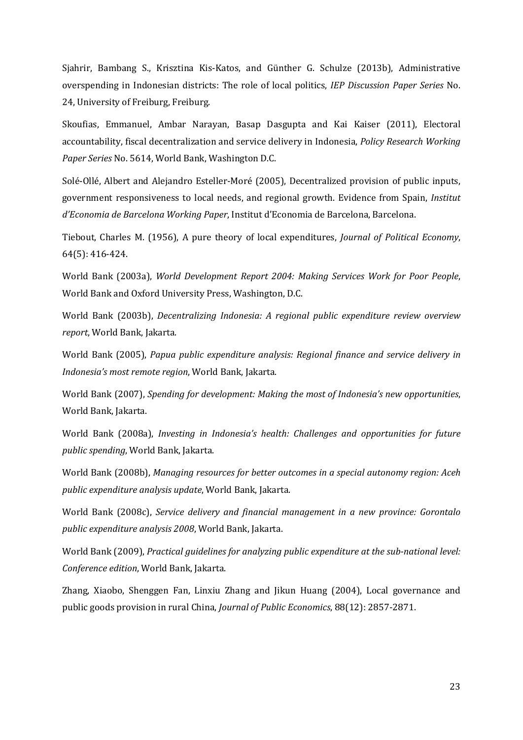Sjahrir, Bambang S., Krisztina Kis-Katos, and Günther G. Schulze (2013b), Administrative overspending in Indonesian districts: The role of local politics, *IEP Discussion Paper Series* No. 24, University of Freiburg, Freiburg.

Skoufias, Emmanuel, Ambar Narayan, Basap Dasgupta and Kai Kaiser (2011), Electoral accountability, fiscal decentralization and service delivery in Indonesia, *Policy Research Working Paper Series* No. 5614, World Bank, Washington D.C.

Solé-Ollé, Albert and Alejandro Esteller-Moré (2005), Decentralized provision of public inputs, government responsiveness to local needs, and regional growth. Evidence from Spain, *Institut d'Economia de Barcelona Working Paper*, Institut d'Economia de Barcelona, Barcelona.

Tiebout, Charles M. (1956), A pure theory of local expenditures, *Journal of Political Economy*, 64(5): 416-424.

World Bank (2003a), *World Development Report 2004: Making Services Work for Poor People*, World Bank and Oxford University Press, Washington, D.C.

World Bank (2003b), *Decentralizing Indonesia: A regional public expenditure review overview report*, World Bank, Jakarta.

World Bank (2005), *Papua public expenditure analysis: Regional finance and service delivery in Indonesia's most remote region*, World Bank, Jakarta.

World Bank (2007), *Spending for development: Making the most of Indonesia's new opportunities*, World Bank, Jakarta.

World Bank (2008a), *Investing in Indonesia's health: Challenges and opportunities for future public spending*, World Bank, Jakarta.

World Bank (2008b), *Managing resources for better outcomes in a special autonomy region: Aceh public expenditure analysis update*, World Bank, Jakarta.

World Bank (2008c), *Service delivery and financial management in a new province: Gorontalo public expenditure analysis 2008*, World Bank, Jakarta.

World Bank (2009), *Practical guidelines for analyzing public expenditure at the sub-national level: Conference edition*, World Bank, Jakarta.

Zhang, Xiaobo, Shenggen Fan, Linxiu Zhang and Jikun Huang (2004), Local governance and public goods provision in rural China, *Journal of Public Economics*, 88(12): 2857-2871.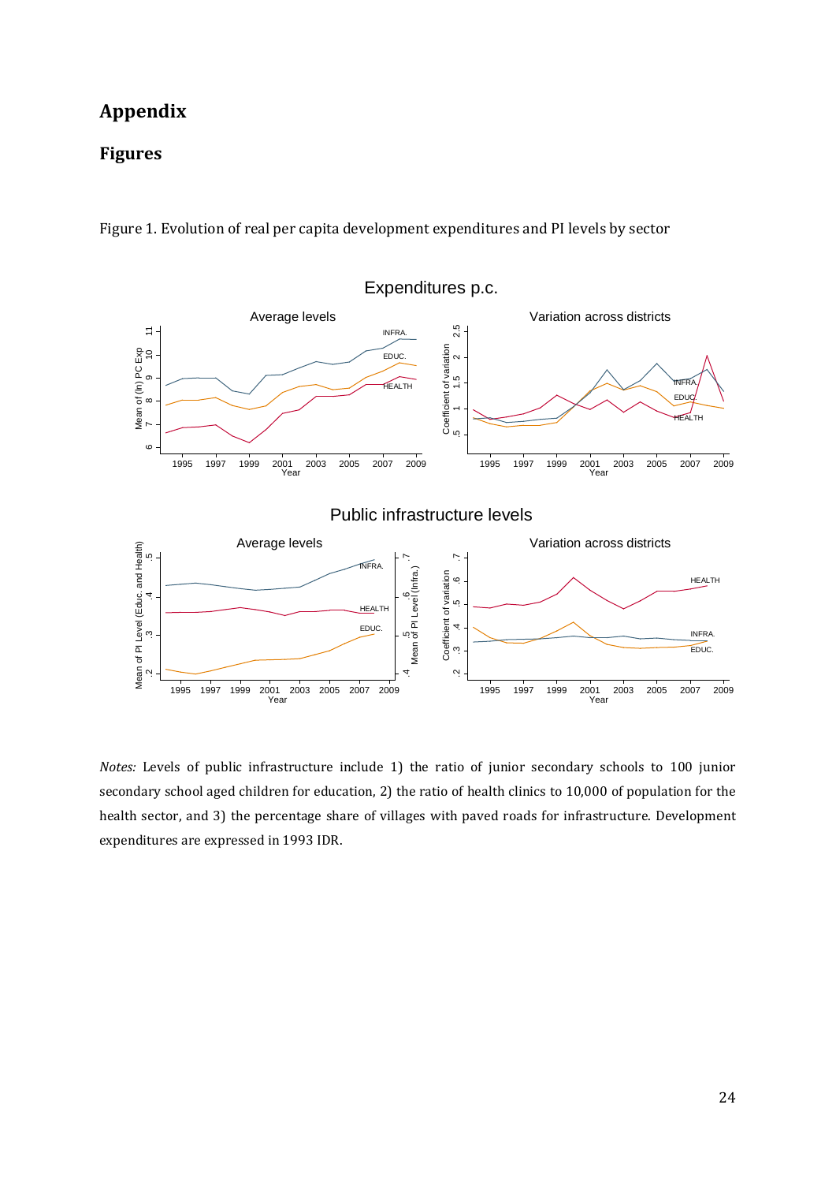# Appendix

## Figures

Figure 1. Evolution of real per capita development expenditures and PI levels by sector

Expenditures p.c.

Average levels

Mean of (ln) PC Exp

6
7
8
9
10
11

INFRA.
EDUC.
HEALTH

1995 1997 1999 2001 2003 2005 2007 2009

Year

Variation across districts

Coefficient of variation

.5
1
1.5
2
2.5

INFRA.
EDUC.
HEALTH

1995 1997 1999 2001 2003 2005 2007 2009

Year

Public infrastructure levels

Average levels

Mean of PI Level (Educ. and Health)

.2
.3
.4
.5

Mean of PI Level (Infra.)

.4
.5
.6
.7

INFRA.
HEALTH
EDUC.

1995 1997 1999 2001 2003 2005 2007 2009

Year

Variation across districts

Coefficient of variation

.2
.3
.4
.5
.6
.7

HEALTH
INFRA.
EDUC.

1995 1997 1999 2001 2003 2005 2007 2009

Year

*Notes:* Levels of public infrastructure include 1) the ratio of junior secondary schools to 100 junior secondary school aged children for education, 2) the ratio of health clinics to 10,000 of population for the health sector, and 3) the percentage share of villages with paved roads for infrastructure. Development expenditures are expressed in 1993 IDR.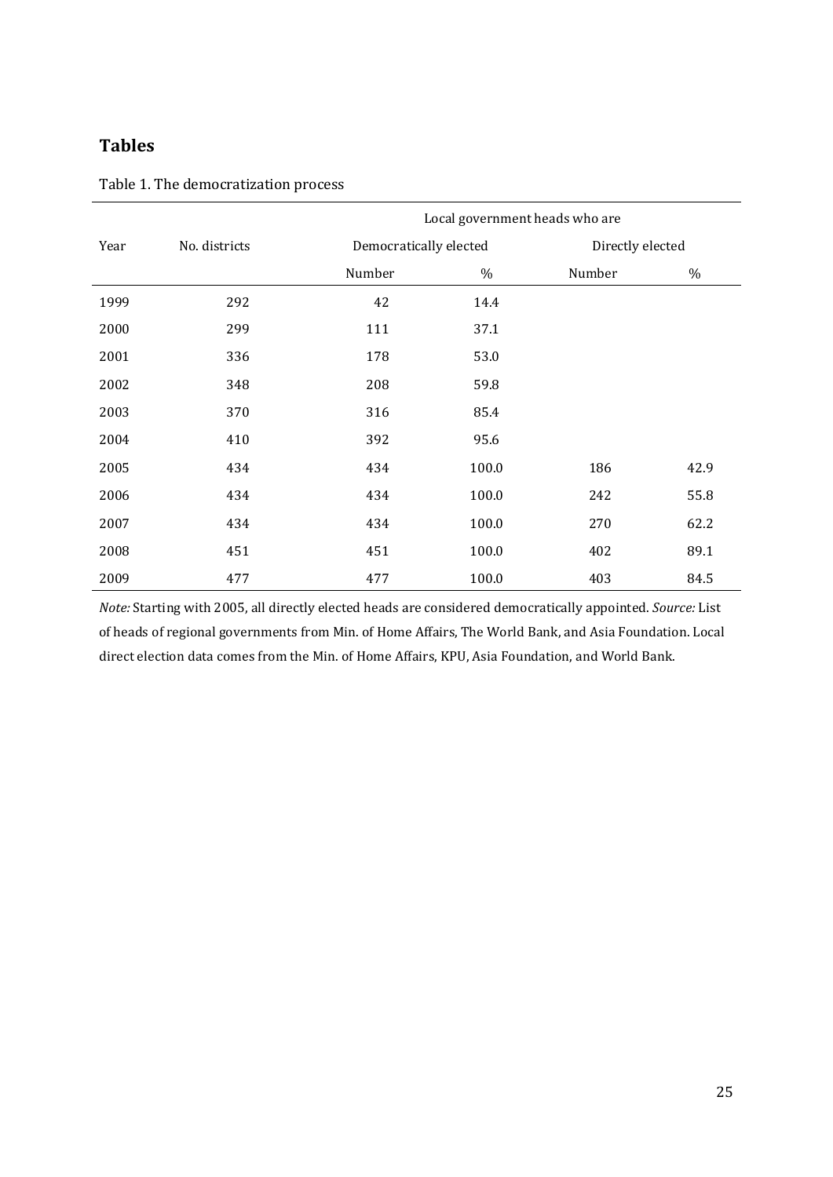# Tables

Table 1. The democratization process

| Year | No. districts | Local government heads who are | | | |
|---|---|---|---|---|---|
| | | Democratically elected | | Directly elected | |
| | | Number | % | Number | % |
| 1999 | 292 | 42 | 14.4 | | |
| 2000 | 299 | 111 | 37.1 | | |
| 2001 | 336 | 178 | 53.0 | | |
| 2002 | 348 | 208 | 59.8 | | |
| 2003 | 370 | 316 | 85.4 | | |
| 2004 | 410 | 392 | 95.6 | | |
| 2005 | 434 | 434 | 100.0 | 186 | 42.9 |
| 2006 | 434 | 434 | 100.0 | 242 | 55.8 |
| 2007 | 434 | 434 | 100.0 | 270 | 62.2 |
| 2008 | 451 | 451 | 100.0 | 402 | 89.1 |
| 2009 | 477 | 477 | 100.0 | 403 | 84.5 |

*Note:* Starting with 2005, all directly elected heads are considered democratically appointed. *Source:* List of heads of regional governments from Min. of Home Affairs, The World Bank, and Asia Foundation. Local direct election data comes from the Min. of Home Affairs, KPU, Asia Foundation, and World Bank.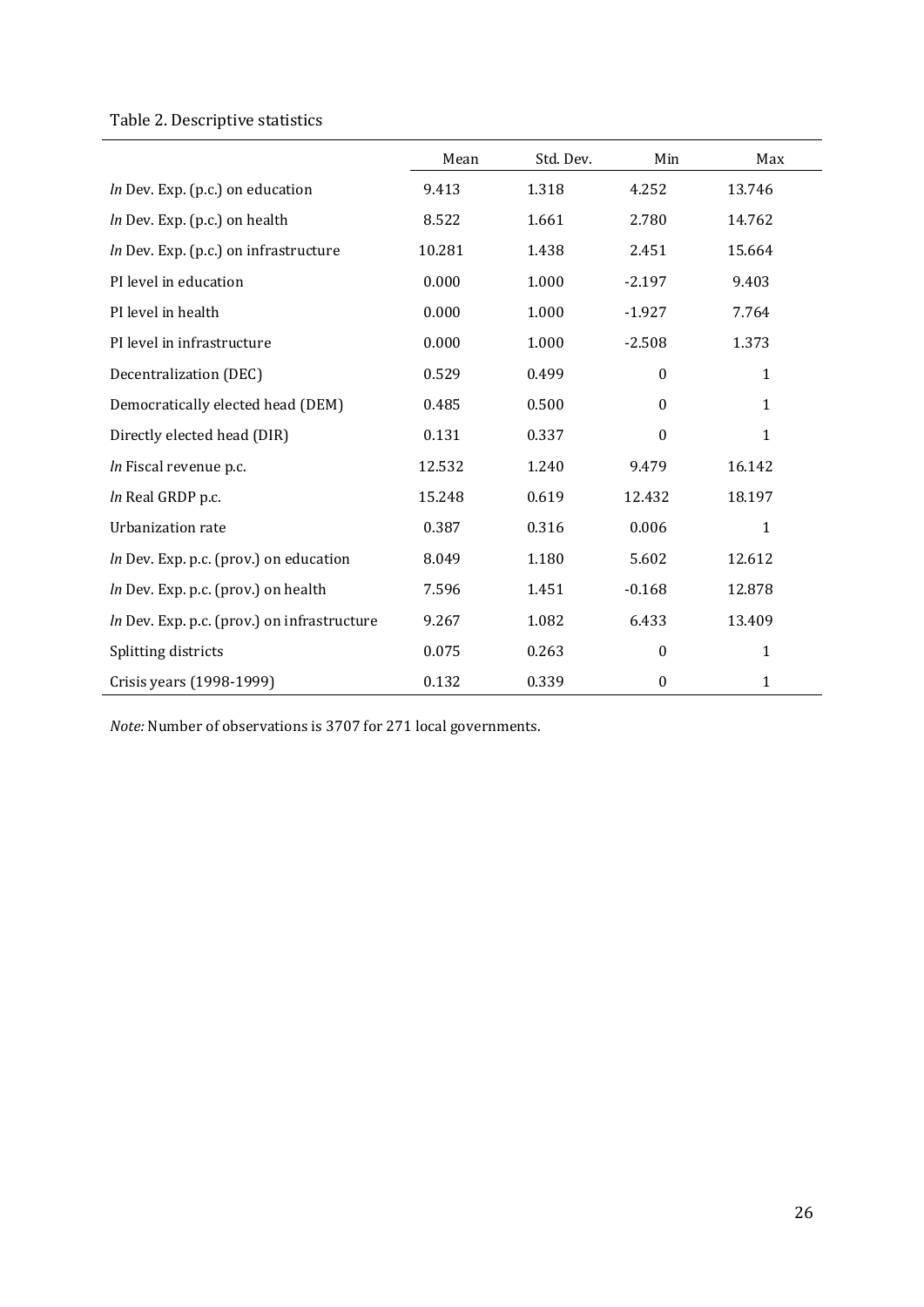Table 2. Descriptive statistics

| | Mean | Std. Dev. | Min | Max |
|---|---|---|---|---|
| *ln* Dev. Exp. (p.c.) on education | 9.413 | 1.318 | 4.252 | 13.746 |
| *ln* Dev. Exp. (p.c.) on health | 8.522 | 1.661 | 2.780 | 14.762 |
| *ln* Dev. Exp. (p.c.) on infrastructure | 10.281 | 1.438 | 2.451 | 15.664 |
| PI level in education | 0.000 | 1.000 | -2.197 | 9.403 |
| PI level in health | 0.000 | 1.000 | -1.927 | 7.764 |
| PI level in infrastructure | 0.000 | 1.000 | -2.508 | 1.373 |
| Decentralization (DEC) | 0.529 | 0.499 | 0 | 1 |
| Democratically elected head (DEM) | 0.485 | 0.500 | 0 | 1 |
| Directly elected head (DIR) | 0.131 | 0.337 | 0 | 1 |
| *ln* Fiscal revenue p.c. | 12.532 | 1.240 | 9.479 | 16.142 |
| *ln* Real GRDP p.c. | 15.248 | 0.619 | 12.432 | 18.197 |
| Urbanization rate | 0.387 | 0.316 | 0.006 | 1 |
| *ln* Dev. Exp. p.c. (prov.) on education | 8.049 | 1.180 | 5.602 | 12.612 |
| *ln* Dev. Exp. p.c. (prov.) on health | 7.596 | 1.451 | -0.168 | 12.878 |
| *ln* Dev. Exp. p.c. (prov.) on infrastructure | 9.267 | 1.082 | 6.433 | 13.409 |
| Splitting districts | 0.075 | 0.263 | 0 | 1 |
| Crisis years (1998-1999) | 0.132 | 0.339 | 0 | 1 |

*Note:* Number of observations is 3707 for 271 local governments.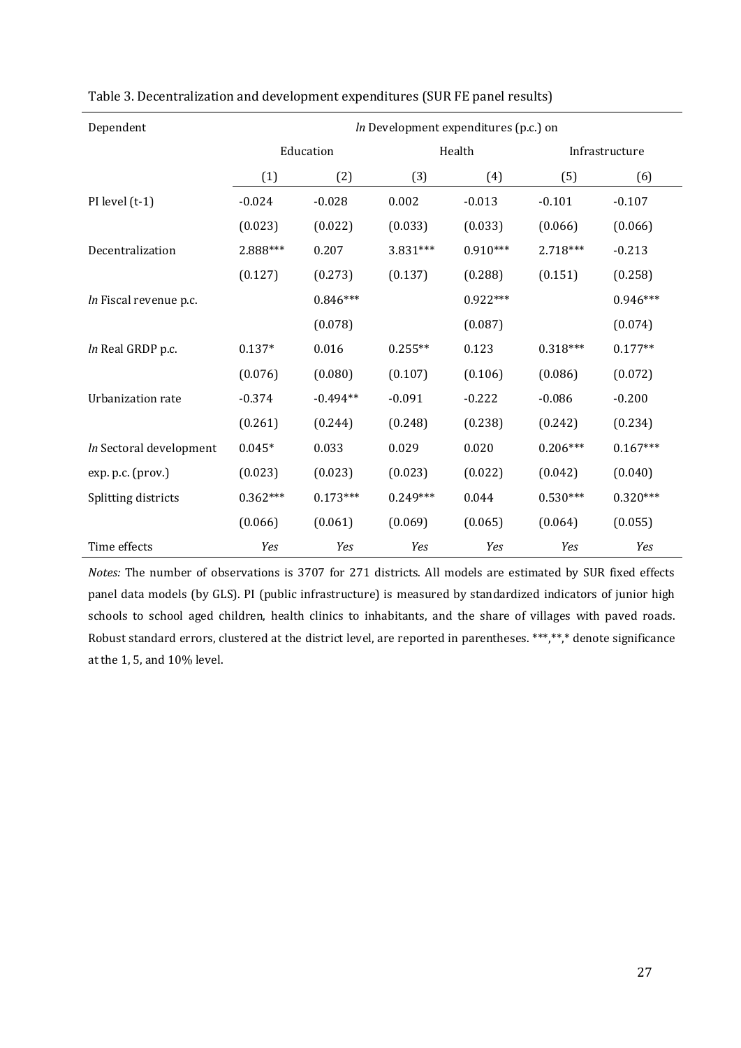Table 3. Decentralization and development expenditures (SUR FE panel results)

| Dependent | *ln* Development expenditures (p.c.) on | | | | | |
|---|---|---|---|---|---|---|
| | Education | | Health | | Infrastructure | |
| | (1) | (2) | (3) | (4) | (5) | (6) |
| PI level (t-1) | -0.024 | -0.028 | 0.002 | -0.013 | -0.101 | -0.107 |
| | (0.023) | (0.022) | (0.033) | (0.033) | (0.066) | (0.066) |
| Decentralization | 2.888*** | 0.207 | 3.831*** | 0.910*** | 2.718*** | -0.213 |
| | (0.127) | (0.273) | (0.137) | (0.288) | (0.151) | (0.258) |
| *ln* Fiscal revenue p.c. | | 0.846*** | | 0.922*** | | 0.946*** |
| | | (0.078) | | (0.087) | | (0.074) |
| *ln* Real GRDP p.c. | 0.137* | 0.016 | 0.255** | 0.123 | 0.318*** | 0.177** |
| | (0.076) | (0.080) | (0.107) | (0.106) | (0.086) | (0.072) |
| Urbanization rate | -0.374 | -0.494** | -0.091 | -0.222 | -0.086 | -0.200 |
| | (0.261) | (0.244) | (0.248) | (0.238) | (0.242) | (0.234) |
| *ln* Sectoral development | 0.045* | 0.033 | 0.029 | 0.020 | 0.206*** | 0.167*** |
| exp. p.c. (prov.) | (0.023) | (0.023) | (0.023) | (0.022) | (0.042) | (0.040) |
| Splitting districts | 0.362*** | 0.173*** | 0.249*** | 0.044 | 0.530*** | 0.320*** |
| | (0.066) | (0.061) | (0.069) | (0.065) | (0.064) | (0.055) |
| Time effects | *Yes* | *Yes* | *Yes* | *Yes* | *Yes* | *Yes* |

*Notes:* The number of observations is 3707 for 271 districts. All models are estimated by SUR fixed effects panel data models (by GLS). PI (public infrastructure) is measured by standardized indicators of junior high schools to school aged children, health clinics to inhabitants, and the share of villages with paved roads. Robust standard errors, clustered at the district level, are reported in parentheses. ***,**,* denote significance at the 1, 5, and 10% level.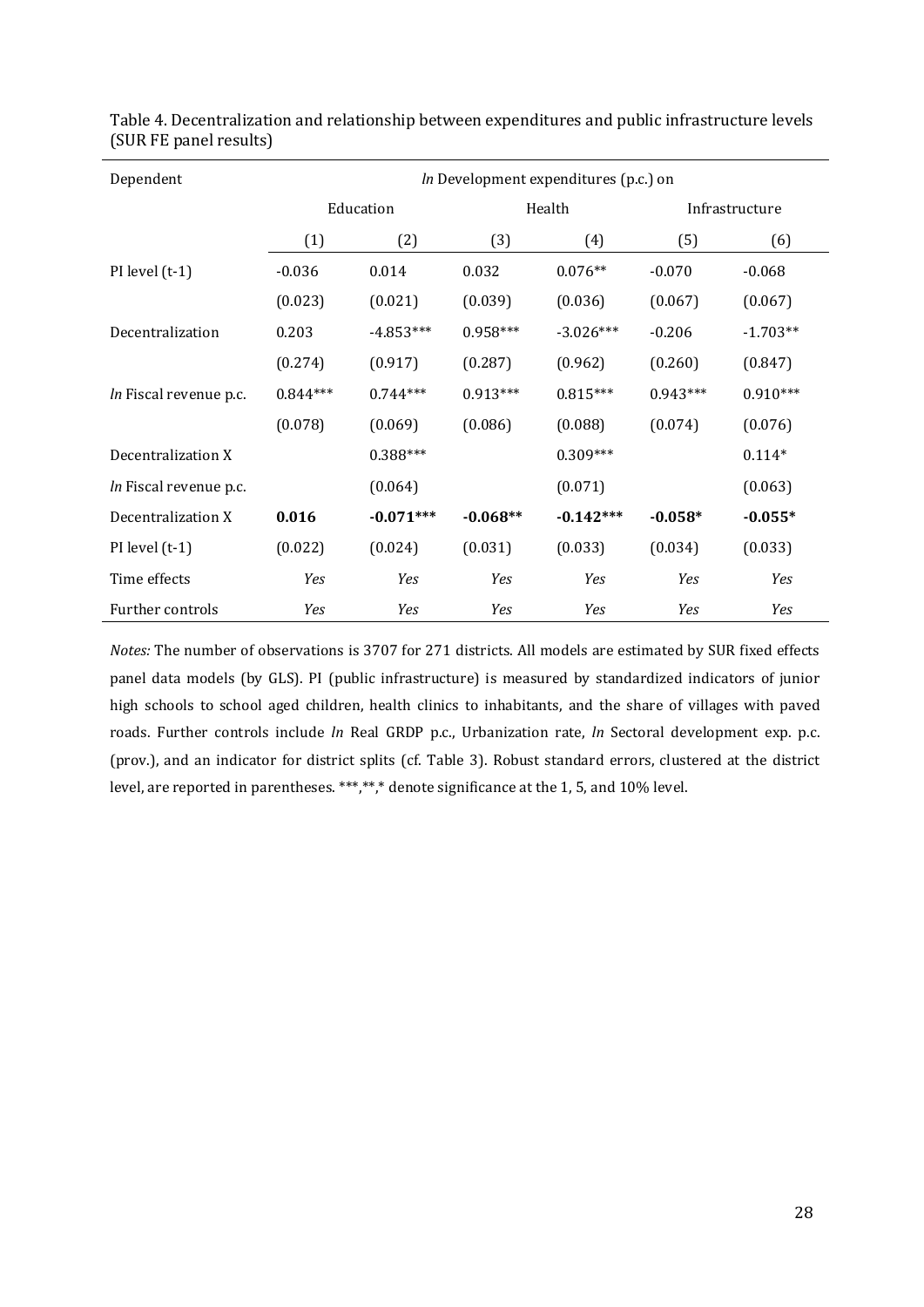Table 4. Decentralization and relationship between expenditures and public infrastructure levels (SUR FE panel results)

| Dependent | *ln* Development expenditures (p.c.) on | | | | | |
|---|---|---|---|---|---|---|
| | Education | | Health | | Infrastructure | |
| | (1) | (2) | (3) | (4) | (5) | (6) |
| PI level (t-1) | -0.036 | 0.014 | 0.032 | 0.076** | -0.070 | -0.068 |
| | (0.023) | (0.021) | (0.039) | (0.036) | (0.067) | (0.067) |
| Decentralization | 0.203 | -4.853*** | 0.958*** | -3.026*** | -0.206 | -1.703** |
| | (0.274) | (0.917) | (0.287) | (0.962) | (0.260) | (0.847) |
| *ln* Fiscal revenue p.c. | 0.844*** | 0.744*** | 0.913*** | 0.815*** | 0.943*** | 0.910*** |
| | (0.078) | (0.069) | (0.086) | (0.088) | (0.074) | (0.076) |
| Decentralization X | | 0.388*** | | 0.309*** | | 0.114* |
| *ln* Fiscal revenue p.c. | | (0.064) | | (0.071) | | (0.063) |
| Decentralization X | **0.016** | **-0.071*** ** | **-0.068** ** | **-0.142*** ** | **-0.058* ** | **-0.055* ** |
| PI level (t-1) | (0.022) | (0.024) | (0.031) | (0.033) | (0.034) | (0.033) |
| Time effects | *Yes* | *Yes* | *Yes* | *Yes* | *Yes* | *Yes* |
| Further controls | *Yes* | *Yes* | *Yes* | *Yes* | *Yes* | *Yes* |

*Notes:* The number of observations is 3707 for 271 districts. All models are estimated by SUR fixed effects panel data models (by GLS). PI (public infrastructure) is measured by standardized indicators of junior high schools to school aged children, health clinics to inhabitants, and the share of villages with paved roads. Further controls include *ln* Real GRDP p.c., Urbanization rate, *ln* Sectoral development exp. p.c. (prov.), and an indicator for district splits (cf. Table 3). Robust standard errors, clustered at the district level, are reported in parentheses. ***,**,* denote significance at the 1, 5, and 10% level.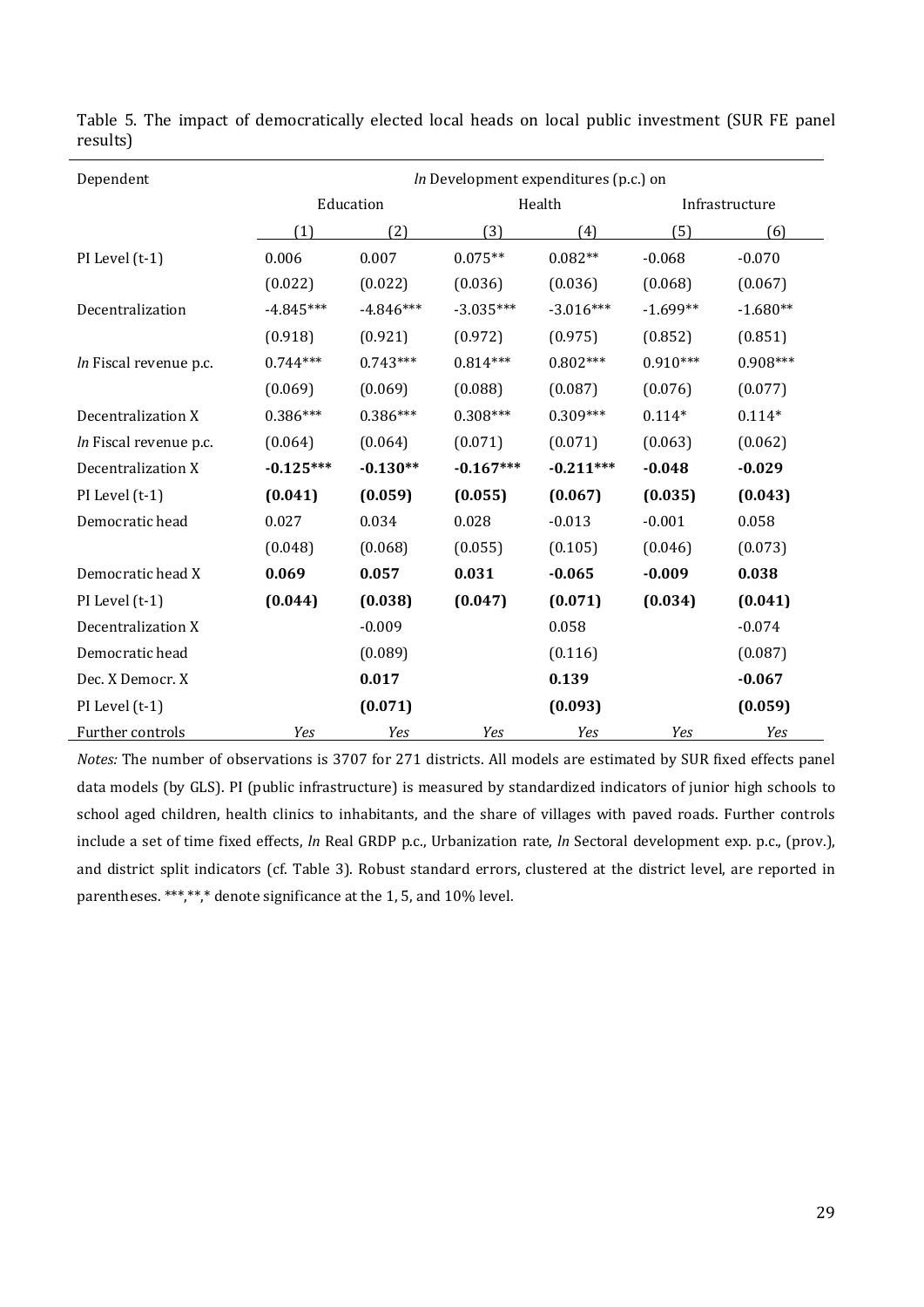Table 5. The impact of democratically elected local heads on local public investment (SUR FE panel results)

| Dependent | *ln* Development expenditures (p.c.) on | | | | | |
|---|---|---|---|---|---|---|
| | Education | | Health | | Infrastructure | |
| | (1) | (2) | (3) | (4) | (5) | (6) |
| PI Level (t-1) | 0.006 | 0.007 | 0.075** | 0.082** | -0.068 | -0.070 |
| | (0.022) | (0.022) | (0.036) | (0.036) | (0.068) | (0.067) |
| Decentralization | -4.845*** | -4.846*** | -3.035*** | -3.016*** | -1.699** | -1.680** |
| | (0.918) | (0.921) | (0.972) | (0.975) | (0.852) | (0.851) |
| *ln* Fiscal revenue p.c. | 0.744*** | 0.743*** | 0.814*** | 0.802*** | 0.910*** | 0.908*** |
| | (0.069) | (0.069) | (0.088) | (0.087) | (0.076) | (0.077) |
| Decentralization X | 0.386*** | 0.386*** | 0.308*** | 0.309*** | 0.114* | 0.114* |
| *ln* Fiscal revenue p.c. | (0.064) | (0.064) | (0.071) | (0.071) | (0.063) | (0.062) |
| Decentralization X | **-0.125*** ** | **-0.130** ** | **-0.167*** ** | **-0.211*** ** | **-0.048** | **-0.029** |
| PI Level (t-1) | **(0.041)** | **(0.059)** | **(0.055)** | **(0.067)** | **(0.035)** | **(0.043)** |
| Democratic head | 0.027 | 0.034 | 0.028 | -0.013 | -0.001 | 0.058 |
| | (0.048) | (0.068) | (0.055) | (0.105) | (0.046) | (0.073) |
| Democratic head X | **0.069** | **0.057** | **0.031** | **-0.065** | **-0.009** | **0.038** |
| PI Level (t-1) | **(0.044)** | **(0.038)** | **(0.047)** | **(0.071)** | **(0.034)** | **(0.041)** |
| Decentralization X | | -0.009 | | 0.058 | | -0.074 |
| Democratic head | | (0.089) | | (0.116) | | (0.087) |
| Dec. X Democr. X | | **0.017** | | **0.139** | | **-0.067** |
| PI Level (t-1) | | **(0.071)** | | **(0.093)** | | **(0.059)** |
| Further controls | *Yes* | *Yes* | *Yes* | *Yes* | *Yes* | *Yes* |

*Notes:* The number of observations is 3707 for 271 districts. All models are estimated by SUR fixed effects panel data models (by GLS). PI (public infrastructure) is measured by standardized indicators of junior high schools to school aged children, health clinics to inhabitants, and the share of villages with paved roads. Further controls include a set of time fixed effects, *ln* Real GRDP p.c., Urbanization rate, *ln* Sectoral development exp. p.c., (prov.), and district split indicators (cf. Table 3). Robust standard errors, clustered at the district level, are reported in parentheses. ***,**,* denote significance at the 1, 5, and 10% level.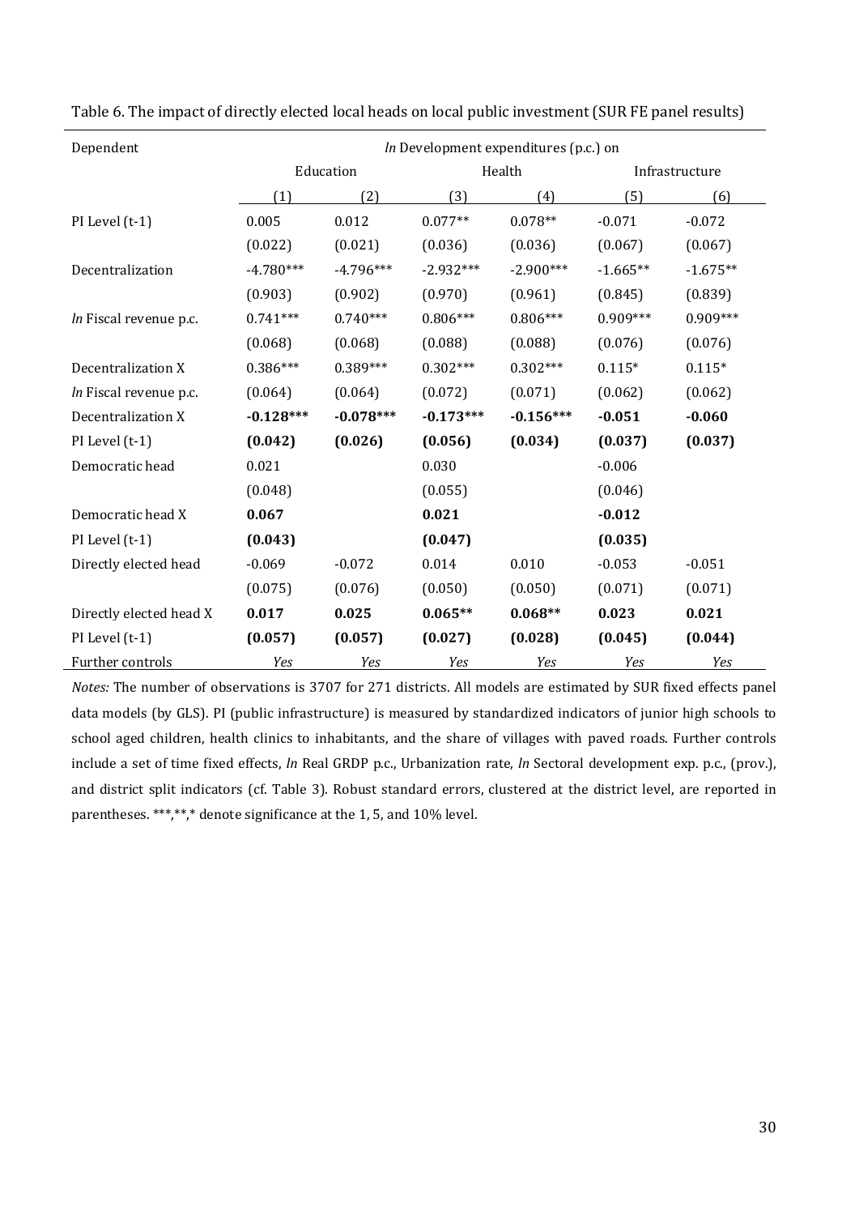Table 6. The impact of directly elected local heads on local public investment (SUR FE panel results)

| Dependent | *ln* Development expenditures (p.c.) on | | | | | |
|---|---|---|---|---|---|---|
| | Education | | Health | | Infrastructure | |
| | (1) | (2) | (3) | (4) | (5) | (6) |
| PI Level (t-1) | 0.005 | 0.012 | 0.077** | 0.078** | -0.071 | -0.072 |
| | (0.022) | (0.021) | (0.036) | (0.036) | (0.067) | (0.067) |
| Decentralization | -4.780*** | -4.796*** | -2.932*** | -2.900*** | -1.665** | -1.675** |
| | (0.903) | (0.902) | (0.970) | (0.961) | (0.845) | (0.839) |
| *ln* Fiscal revenue p.c. | 0.741*** | 0.740*** | 0.806*** | 0.806*** | 0.909*** | 0.909*** |
| | (0.068) | (0.068) | (0.088) | (0.088) | (0.076) | (0.076) |
| Decentralization X | 0.386*** | 0.389*** | 0.302*** | 0.302*** | 0.115* | 0.115* |
| *ln* Fiscal revenue p.c. | (0.064) | (0.064) | (0.072) | (0.071) | (0.062) | (0.062) |
| Decentralization X | **-0.128*** ** | **-0.078*** ** | **-0.173*** ** | **-0.156*** ** | **-0.051** | **-0.060** |
| PI Level (t-1) | **(0.042)** | **(0.026)** | **(0.056)** | **(0.034)** | **(0.037)** | **(0.037)** |
| Democratic head | 0.021 | | 0.030 | | -0.006 | |
| | (0.048) | | (0.055) | | (0.046) | |
| Democratic head X | **0.067** | | **0.021** | | **-0.012** | |
| PI Level (t-1) | **(0.043)** | | **(0.047)** | | **(0.035)** | |
| Directly elected head | -0.069 | -0.072 | 0.014 | 0.010 | -0.053 | -0.051 |
| | (0.075) | (0.076) | (0.050) | (0.050) | (0.071) | (0.071) |
| Directly elected head X | **0.017** | **0.025** | **0.065** ** | **0.068** ** | **0.023** | **0.021** |
| PI Level (t-1) | **(0.057)** | **(0.057)** | **(0.027)** | **(0.028)** | **(0.045)** | **(0.044)** |
| Further controls | *Yes* | *Yes* | *Yes* | *Yes* | *Yes* | *Yes* |

*Notes:* The number of observations is 3707 for 271 districts. All models are estimated by SUR fixed effects panel data models (by GLS). PI (public infrastructure) is measured by standardized indicators of junior high schools to school aged children, health clinics to inhabitants, and the share of villages with paved roads. Further controls include a set of time fixed effects, *ln* Real GRDP p.c., Urbanization rate, *ln* Sectoral development exp. p.c., (prov.), and district split indicators (cf. Table 3). Robust standard errors, clustered at the district level, are reported in parentheses. ***,**,* denote significance at the 1, 5, and 10% level.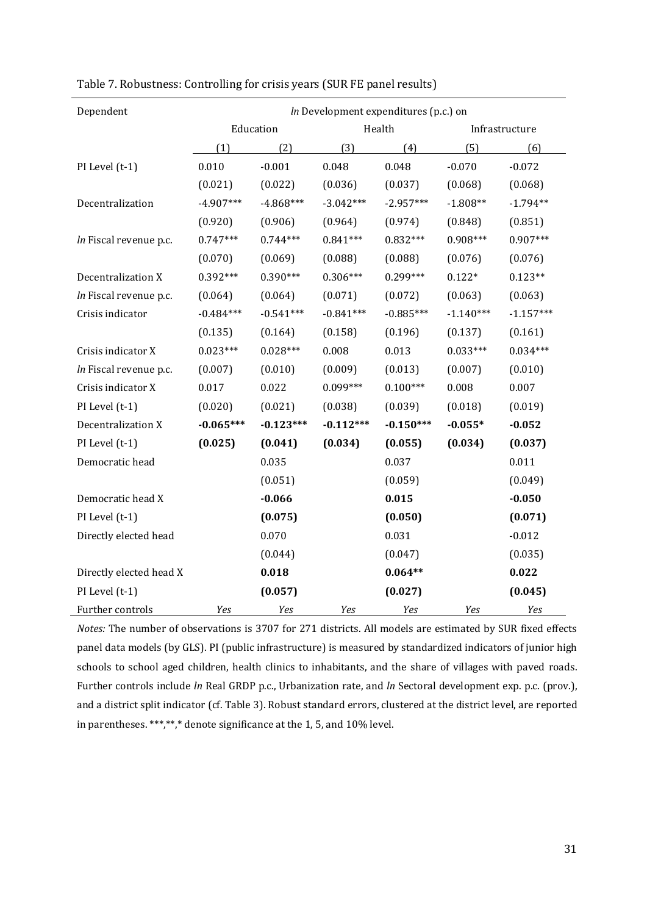Table 7. Robustness: Controlling for crisis years (SUR FE panel results)

| Dependent | *ln* Development expenditures (p.c.) on | | | | | |
|---|---|---|---|---|---|---|
| | Education | | Health | | Infrastructure | |
| | (1) | (2) | (3) | (4) | (5) | (6) |
| PI Level (t-1) | 0.010 | -0.001 | 0.048 | 0.048 | -0.070 | -0.072 |
| | (0.021) | (0.022) | (0.036) | (0.037) | (0.068) | (0.068) |
| Decentralization | -4.907*** | -4.868*** | -3.042*** | -2.957*** | -1.808** | -1.794** |
| | (0.920) | (0.906) | (0.964) | (0.974) | (0.848) | (0.851) |
| *ln* Fiscal revenue p.c. | 0.747*** | 0.744*** | 0.841*** | 0.832*** | 0.908*** | 0.907*** |
| | (0.070) | (0.069) | (0.088) | (0.088) | (0.076) | (0.076) |
| Decentralization X | 0.392*** | 0.390*** | 0.306*** | 0.299*** | 0.122* | 0.123** |
| *ln* Fiscal revenue p.c. | (0.064) | (0.064) | (0.071) | (0.072) | (0.063) | (0.063) |
| Crisis indicator | -0.484*** | -0.541*** | -0.841*** | -0.885*** | -1.140*** | -1.157*** |
| | (0.135) | (0.164) | (0.158) | (0.196) | (0.137) | (0.161) |
| Crisis indicator X | 0.023*** | 0.028*** | 0.008 | 0.013 | 0.033*** | 0.034*** |
| *ln* Fiscal revenue p.c. | (0.007) | (0.010) | (0.009) | (0.013) | (0.007) | (0.010) |
| Crisis indicator X | 0.017 | 0.022 | 0.099*** | 0.100*** | 0.008 | 0.007 |
| PI Level (t-1) | (0.020) | (0.021) | (0.038) | (0.039) | (0.018) | (0.019) |
| Decentralization X | **-0.065*** ** | **-0.123*** ** | **-0.112*** ** | **-0.150*** ** | **-0.055* ** | **-0.052** |
| PI Level (t-1) | **(0.025)** | **(0.041)** | **(0.034)** | **(0.055)** | **(0.034)** | **(0.037)** |
| Democratic head | | 0.035 | | 0.037 | | 0.011 |
| | | (0.051) | | (0.059) | | (0.049) |
| Democratic head X | | **-0.066** | | **0.015** | | **-0.050** |
| PI Level (t-1) | | **(0.075)** | | **(0.050)** | | **(0.071)** |
| Directly elected head | | 0.070 | | 0.031 | | -0.012 |
| | | (0.044) | | (0.047) | | (0.035) |
| Directly elected head X | | **0.018** | | **0.064** ** | | **0.022** |
| PI Level (t-1) | | **(0.057)** | | **(0.027)** | | **(0.045)** |
| Further controls | *Yes* | *Yes* | *Yes* | *Yes* | *Yes* | *Yes* |

*Notes:* The number of observations is 3707 for 271 districts. All models are estimated by SUR fixed effects panel data models (by GLS). PI (public infrastructure) is measured by standardized indicators of junior high schools to school aged children, health clinics to inhabitants, and the share of villages with paved roads. Further controls include *ln* Real GRDP p.c., Urbanization rate, and *ln* Sectoral development exp. p.c. (prov.), and a district split indicator (cf. Table 3). Robust standard errors, clustered at the district level, are reported in parentheses. ***,**,* denote significance at the 1, 5, and 10% level.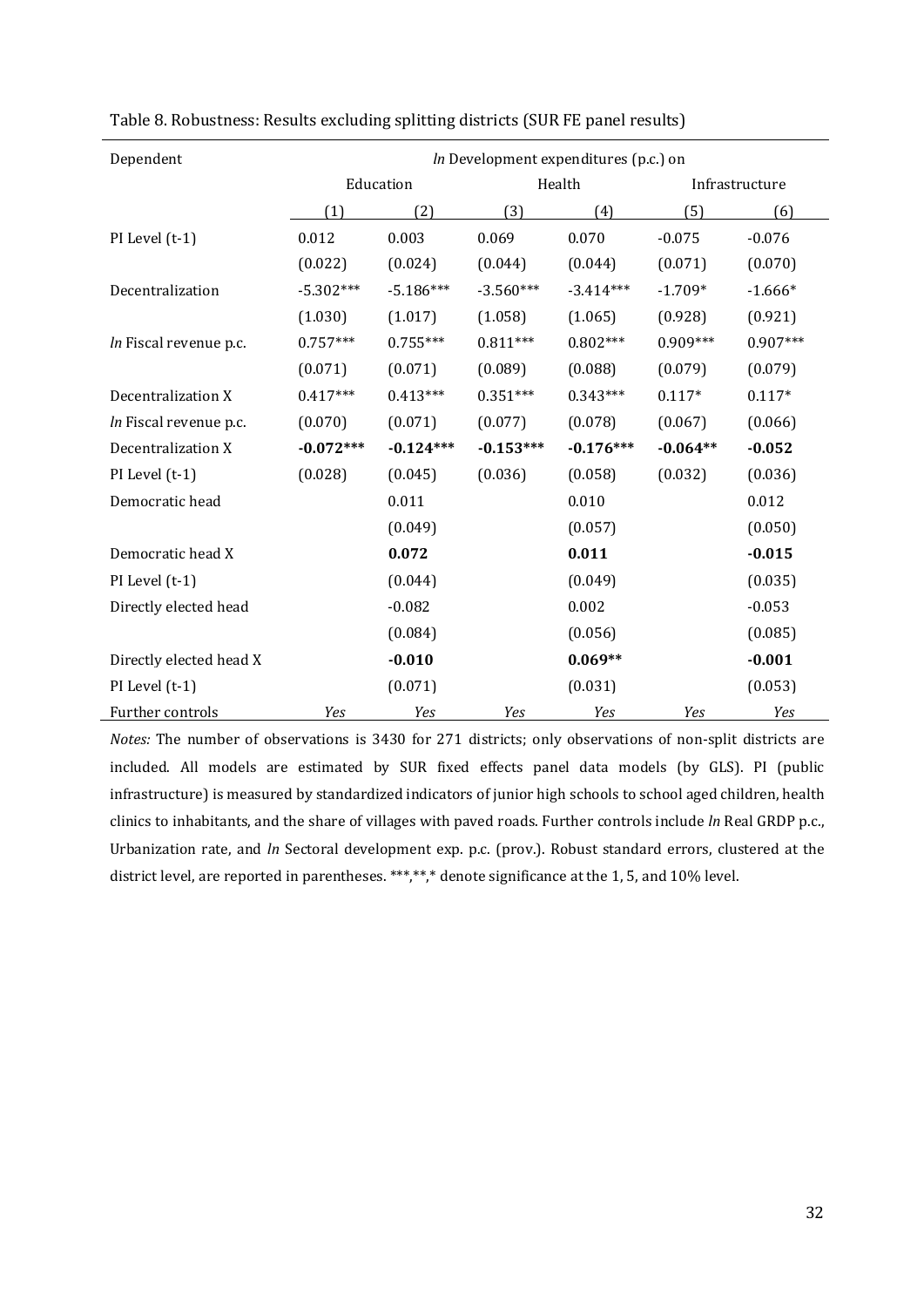Table 8. Robustness: Results excluding splitting districts (SUR FE panel results)

| Dependent | *ln* Development expenditures (p.c.) on | | | | | |
|---|---|---|---|---|---|---|
| | Education | | Health | | Infrastructure | |
| | (1) | (2) | (3) | (4) | (5) | (6) |
| PI Level (t-1) | 0.012 | 0.003 | 0.069 | 0.070 | -0.075 | -0.076 |
| | (0.022) | (0.024) | (0.044) | (0.044) | (0.071) | (0.070) |
| Decentralization | -5.302*** | -5.186*** | -3.560*** | -3.414*** | -1.709* | -1.666* |
| | (1.030) | (1.017) | (1.058) | (1.065) | (0.928) | (0.921) |
| *ln* Fiscal revenue p.c. | 0.757*** | 0.755*** | 0.811*** | 0.802*** | 0.909*** | 0.907*** |
| | (0.071) | (0.071) | (0.089) | (0.088) | (0.079) | (0.079) |
| Decentralization X | 0.417*** | 0.413*** | 0.351*** | 0.343*** | 0.117* | 0.117* |
| *ln* Fiscal revenue p.c. | (0.070) | (0.071) | (0.077) | (0.078) | (0.067) | (0.066) |
| Decentralization X | **-0.072*****| **-0.124***** | **-0.153***** | **-0.176***** | **-0.064**** | **-0.052** |
| PI Level (t-1) | (0.028) | (0.045) | (0.036) | (0.058) | (0.032) | (0.036) |
| Democratic head | | 0.011 | | 0.010 | | 0.012 |
| | | (0.049) | | (0.057) | | (0.050) |
| Democratic head X | | **0.072** | | **0.011** | | **-0.015** |
| PI Level (t-1) | | (0.044) | | (0.049) | | (0.035) |
| Directly elected head | | -0.082 | | 0.002 | | -0.053 |
| | | (0.084) | | (0.056) | | (0.085) |
| Directly elected head X | | **-0.010** | | **0.069**** | | **-0.001** |
| PI Level (t-1) | | (0.071) | | (0.031) | | (0.053) |
| Further controls | *Yes* | *Yes* | *Yes* | *Yes* | *Yes* | *Yes* |

*Notes:* The number of observations is 3430 for 271 districts; only observations of non-split districts are included. All models are estimated by SUR fixed effects panel data models (by GLS). PI (public infrastructure) is measured by standardized indicators of junior high schools to school aged children, health clinics to inhabitants, and the share of villages with paved roads. Further controls include *ln* Real GRDP p.c., Urbanization rate, and *ln* Sectoral development exp. p.c. (prov.). Robust standard errors, clustered at the district level, are reported in parentheses. ***,**,* denote significance at the 1, 5, and 10% level.